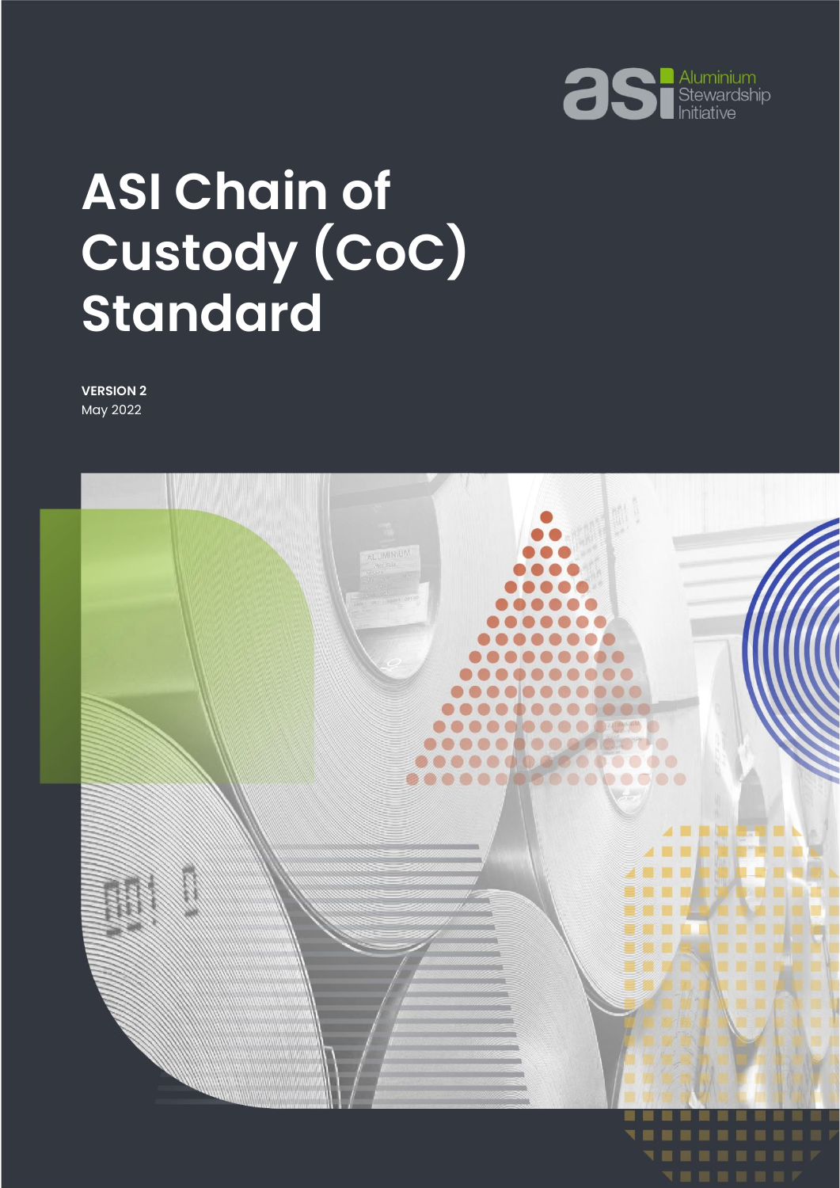Aluminium Stewardship Initiative

# ASI Chain of Custody (CoC) Standard

**VERSION 2**
May 2022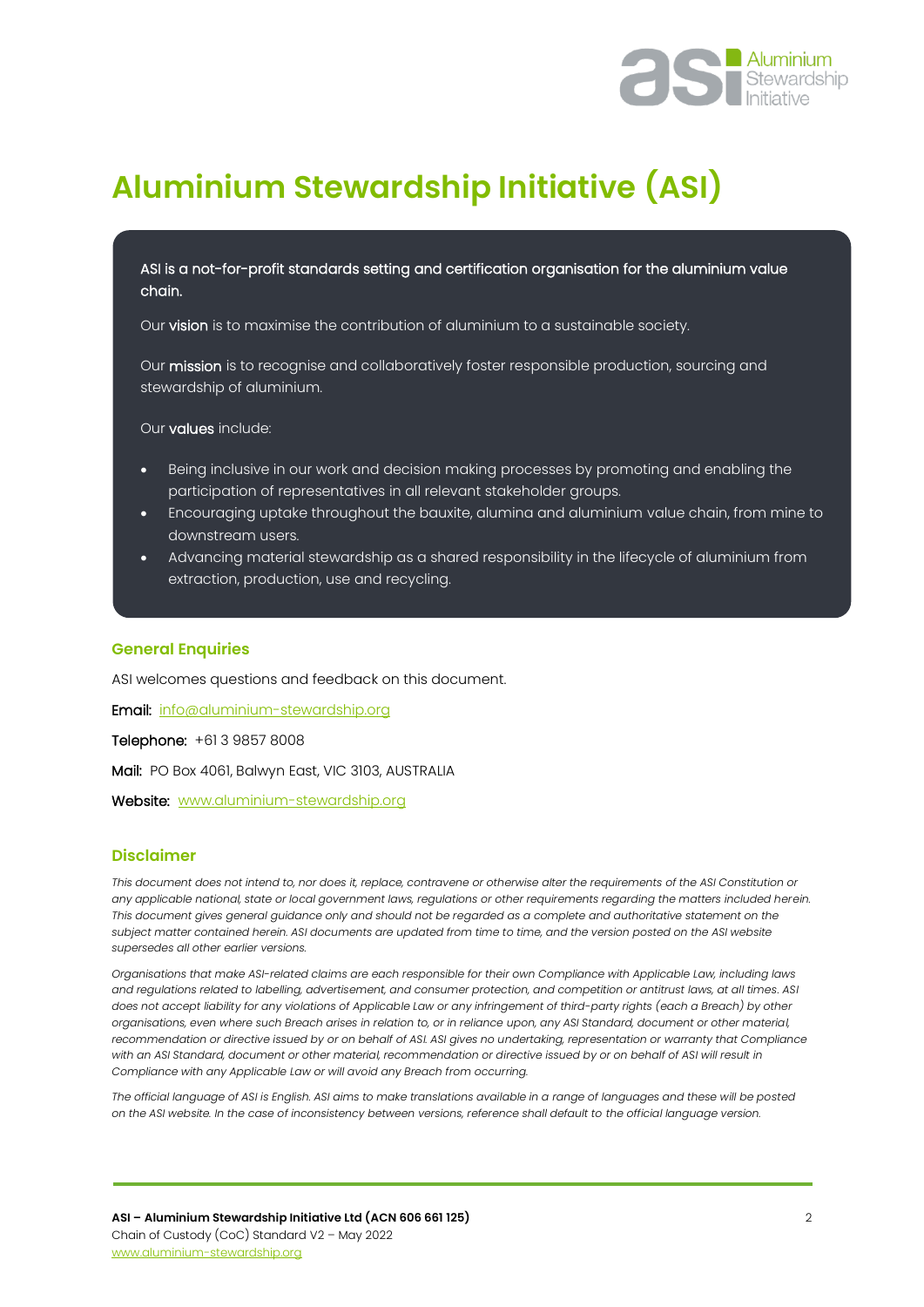# Aluminium Stewardship Initiative (ASI)

ASI is a not-for-profit standards setting and certification organisation for the aluminium value chain.

Our **vision** is to maximise the contribution of aluminium to a sustainable society.

Our **mission** is to recognise and collaboratively foster responsible production, sourcing and stewardship of aluminium.

Our **values** include:

- Being inclusive in our work and decision making processes by promoting and enabling the participation of representatives in all relevant stakeholder groups.
- Encouraging uptake throughout the bauxite, alumina and aluminium value chain, from mine to downstream users.
- Advancing material stewardship as a shared responsibility in the lifecycle of aluminium from extraction, production, use and recycling.

## General Enquiries

ASI welcomes questions and feedback on this document.

**Email:** info@aluminium-stewardship.org

**Telephone:** +61 3 9857 8008

**Mail:** PO Box 4061, Balwyn East, VIC 3103, AUSTRALIA

**Website:** www.aluminium-stewardship.org

## Disclaimer

*This document does not intend to, nor does it, replace, contravene or otherwise alter the requirements of the ASI Constitution or any applicable national, state or local government laws, regulations or other requirements regarding the matters included herein. This document gives general guidance only and should not be regarded as a complete and authoritative statement on the subject matter contained herein. ASI documents are updated from time to time, and the version posted on the ASI website supersedes all other earlier versions.*

*Organisations that make ASI-related claims are each responsible for their own Compliance with Applicable Law, including laws and regulations related to labelling, advertisement, and consumer protection, and competition or antitrust laws, at all times. ASI does not accept liability for any violations of Applicable Law or any infringement of third-party rights (each a Breach) by other organisations, even where such Breach arises in relation to, or in reliance upon, any ASI Standard, document or other material, recommendation or directive issued by or on behalf of ASI. ASI gives no undertaking, representation or warranty that Compliance with an ASI Standard, document or other material, recommendation or directive issued by or on behalf of ASI will result in Compliance with any Applicable Law or will avoid any Breach from occurring.*

*The official language of ASI is English. ASI aims to make translations available in a range of languages and these will be posted on the ASI website. In the case of inconsistency between versions, reference shall default to the official language version.*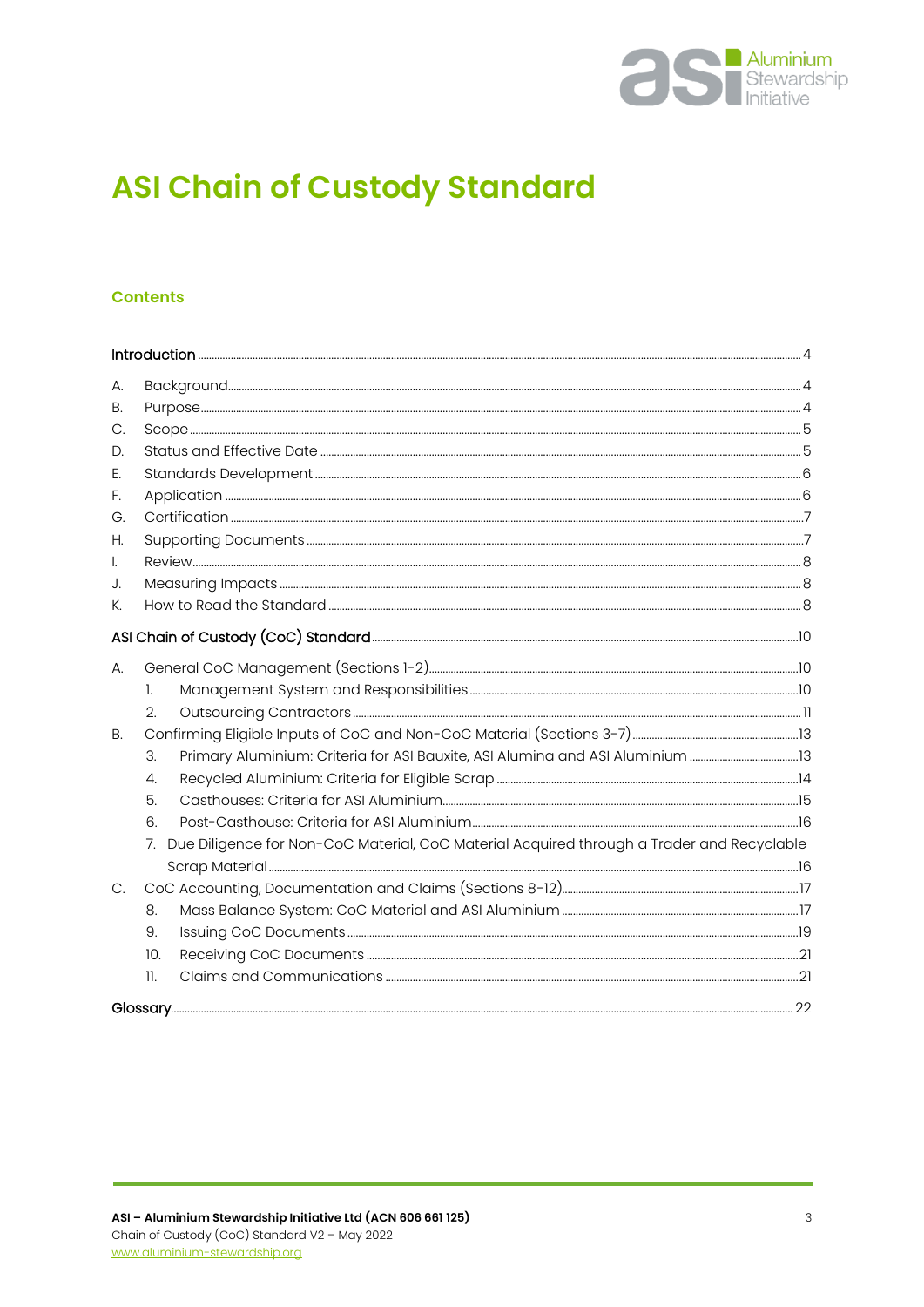# ASI Chain of Custody Standard

## Contents

Introduction ..... 4

A. Background ..... 4
B. Purpose ..... 4
C. Scope ..... 5
D. Status and Effective Date ..... 5
E. Standards Development ..... 6
F. Application ..... 6
G. Certification ..... 7
H. Supporting Documents ..... 7
I. Review ..... 8
J. Measuring Impacts ..... 8
K. How to Read the Standard ..... 8

ASI Chain of Custody (CoC) Standard ..... 10

A. General CoC Management (Sections 1-2) ..... 10
  1. Management System and Responsibilities ..... 10
  2. Outsourcing Contractors ..... 11
B. Confirming Eligible Inputs of CoC and Non-CoC Material (Sections 3-7) ..... 13
  3. Primary Aluminium: Criteria for ASI Bauxite, ASI Alumina and ASI Aluminium ..... 13
  4. Recycled Aluminium: Criteria for Eligible Scrap ..... 14
  5. Casthouses: Criteria for ASI Aluminium ..... 15
  6. Post-Casthouse: Criteria for ASI Aluminium ..... 16
  7. Due Diligence for Non-CoC Material, CoC Material Acquired through a Trader and Recyclable Scrap Material ..... 16
C. CoC Accounting, Documentation and Claims (Sections 8-12) ..... 17
  8. Mass Balance System: CoC Material and ASI Aluminium ..... 17
  9. Issuing CoC Documents ..... 19
  10. Receiving CoC Documents ..... 21
  11. Claims and Communications ..... 21

Glossary ..... 22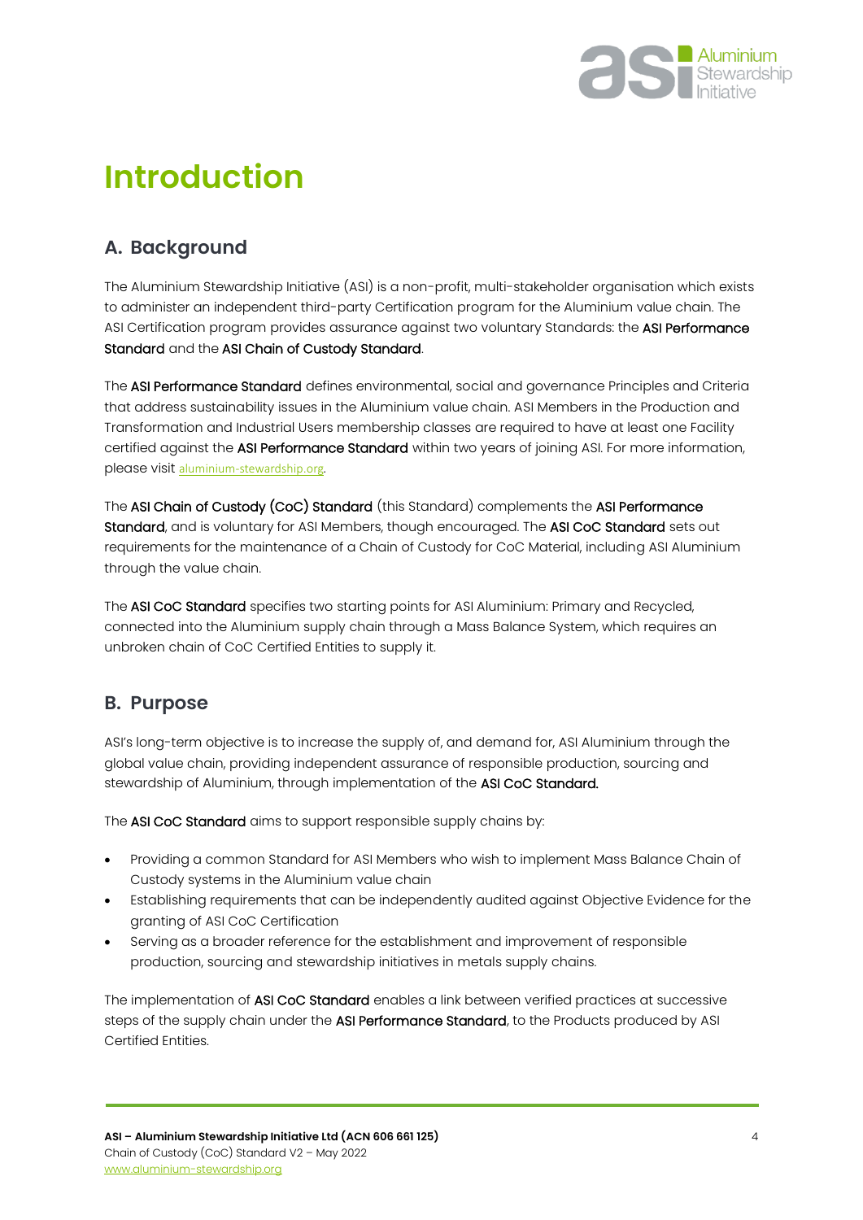# Introduction

## A. Background

The Aluminium Stewardship Initiative (ASI) is a non-profit, multi-stakeholder organisation which exists to administer an independent third-party Certification program for the Aluminium value chain. The ASI Certification program provides assurance against two voluntary Standards: the **ASI Performance Standard** and the **ASI Chain of Custody Standard**.

The **ASI Performance Standard** defines environmental, social and governance Principles and Criteria that address sustainability issues in the Aluminium value chain. ASI Members in the Production and Transformation and Industrial Users membership classes are required to have at least one Facility certified against the **ASI Performance Standard** within two years of joining ASI. For more information, please visit aluminium-stewardship.org.

The **ASI Chain of Custody (CoC) Standard** (this Standard) complements the **ASI Performance Standard**, and is voluntary for ASI Members, though encouraged. The **ASI CoC Standard** sets out requirements for the maintenance of a Chain of Custody for CoC Material, including ASI Aluminium through the value chain.

The **ASI CoC Standard** specifies two starting points for ASI Aluminium: Primary and Recycled, connected into the Aluminium supply chain through a Mass Balance System, which requires an unbroken chain of CoC Certified Entities to supply it.

## B. Purpose

ASI's long-term objective is to increase the supply of, and demand for, ASI Aluminium through the global value chain, providing independent assurance of responsible production, sourcing and stewardship of Aluminium, through implementation of the **ASI CoC Standard.**

The **ASI CoC Standard** aims to support responsible supply chains by:

- Providing a common Standard for ASI Members who wish to implement Mass Balance Chain of Custody systems in the Aluminium value chain
- Establishing requirements that can be independently audited against Objective Evidence for the granting of ASI CoC Certification
- Serving as a broader reference for the establishment and improvement of responsible production, sourcing and stewardship initiatives in metals supply chains.

The implementation of **ASI CoC Standard** enables a link between verified practices at successive steps of the supply chain under the **ASI Performance Standard**, to the Products produced by ASI Certified Entities.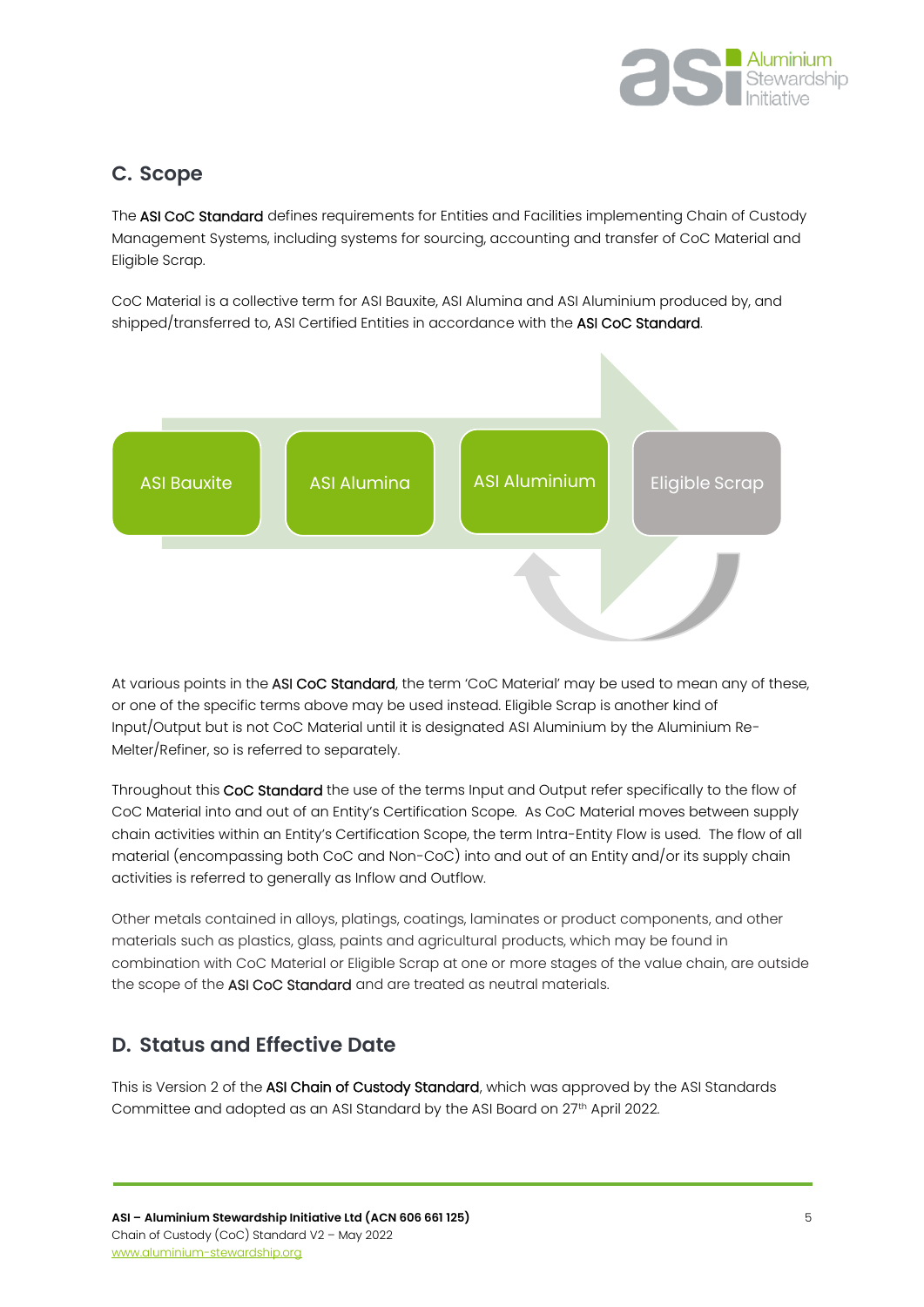## C. Scope

The ASI CoC Standard defines requirements for Entities and Facilities implementing Chain of Custody Management Systems, including systems for sourcing, accounting and transfer of CoC Material and Eligible Scrap.

CoC Material is a collective term for ASI Bauxite, ASI Alumina and ASI Aluminium produced by, and shipped/transferred to, ASI Certified Entities in accordance with the ASI CoC Standard.

ASI Bauxite → ASI Alumina → ASI Aluminium → Eligible Scrap

At various points in the ASI CoC Standard, the term 'CoC Material' may be used to mean any of these, or one of the specific terms above may be used instead. Eligible Scrap is another kind of Input/Output but is not CoC Material until it is designated ASI Aluminium by the Aluminium Re-Melter/Refiner, so is referred to separately.

Throughout this CoC Standard the use of the terms Input and Output refer specifically to the flow of CoC Material into and out of an Entity's Certification Scope. As CoC Material moves between supply chain activities within an Entity's Certification Scope, the term Intra-Entity Flow is used. The flow of all material (encompassing both CoC and Non-CoC) into and out of an Entity and/or its supply chain activities is referred to generally as Inflow and Outflow.

Other metals contained in alloys, platings, coatings, laminates or product components, and other materials such as plastics, glass, paints and agricultural products, which may be found in combination with CoC Material or Eligible Scrap at one or more stages of the value chain, are outside the scope of the ASI CoC Standard and are treated as neutral materials.

## D. Status and Effective Date

This is Version 2 of the ASI Chain of Custody Standard, which was approved by the ASI Standards Committee and adopted as an ASI Standard by the ASI Board on 27th April 2022.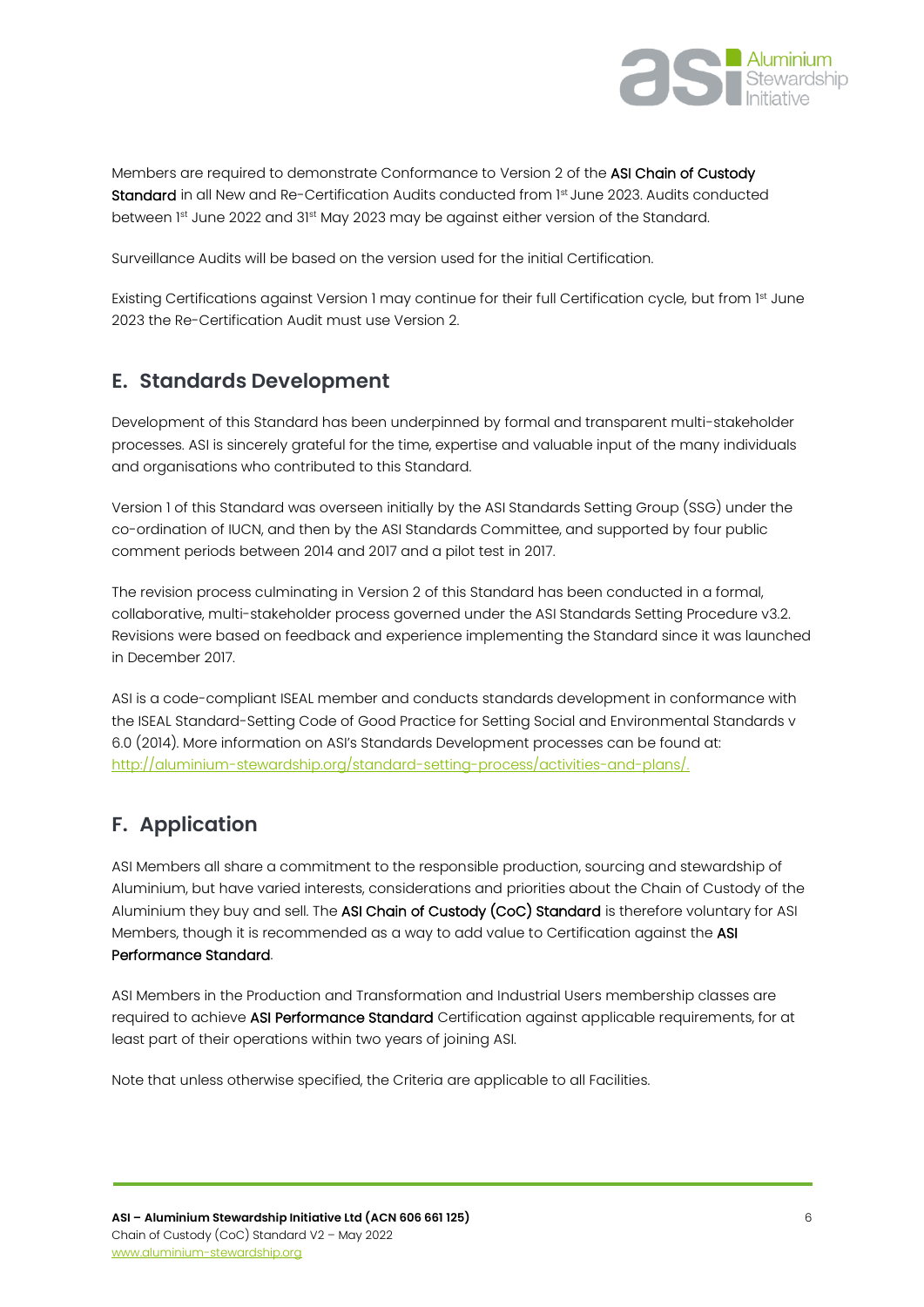Members are required to demonstrate Conformance to Version 2 of the ASI Chain of Custody Standard in all New and Re-Certification Audits conducted from 1st June 2023. Audits conducted between 1st June 2022 and 31st May 2023 may be against either version of the Standard.

Surveillance Audits will be based on the version used for the initial Certification.

Existing Certifications against Version 1 may continue for their full Certification cycle, but from 1st June 2023 the Re-Certification Audit must use Version 2.

## E. Standards Development

Development of this Standard has been underpinned by formal and transparent multi-stakeholder processes. ASI is sincerely grateful for the time, expertise and valuable input of the many individuals and organisations who contributed to this Standard.

Version 1 of this Standard was overseen initially by the ASI Standards Setting Group (SSG) under the co-ordination of IUCN, and then by the ASI Standards Committee, and supported by four public comment periods between 2014 and 2017 and a pilot test in 2017.

The revision process culminating in Version 2 of this Standard has been conducted in a formal, collaborative, multi-stakeholder process governed under the ASI Standards Setting Procedure v3.2. Revisions were based on feedback and experience implementing the Standard since it was launched in December 2017.

ASI is a code-compliant ISEAL member and conducts standards development in conformance with the ISEAL Standard-Setting Code of Good Practice for Setting Social and Environmental Standards v 6.0 (2014). More information on ASI's Standards Development processes can be found at: http://aluminium-stewardship.org/standard-setting-process/activities-and-plans/.

## F. Application

ASI Members all share a commitment to the responsible production, sourcing and stewardship of Aluminium, but have varied interests, considerations and priorities about the Chain of Custody of the Aluminium they buy and sell. The ASI Chain of Custody (CoC) Standard is therefore voluntary for ASI Members, though it is recommended as a way to add value to Certification against the ASI Performance Standard.

ASI Members in the Production and Transformation and Industrial Users membership classes are required to achieve ASI Performance Standard Certification against applicable requirements, for at least part of their operations within two years of joining ASI.

Note that unless otherwise specified, the Criteria are applicable to all Facilities.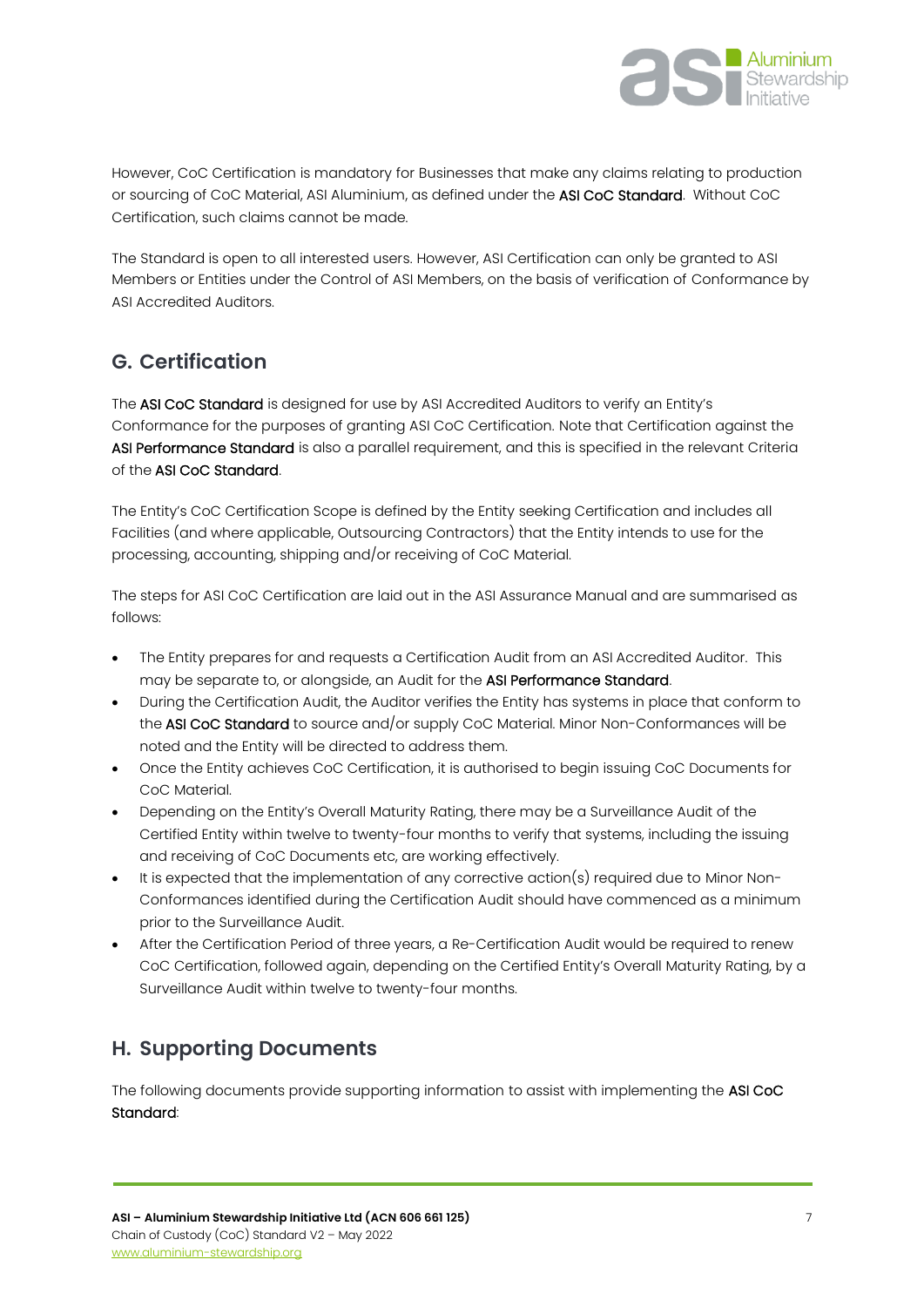However, CoC Certification is mandatory for Businesses that make any claims relating to production or sourcing of CoC Material, ASI Aluminium, as defined under the **ASI CoC Standard**. Without CoC Certification, such claims cannot be made.

The Standard is open to all interested users. However, ASI Certification can only be granted to ASI Members or Entities under the Control of ASI Members, on the basis of verification of Conformance by ASI Accredited Auditors.

## G. Certification

The **ASI CoC Standard** is designed for use by ASI Accredited Auditors to verify an Entity's Conformance for the purposes of granting ASI CoC Certification. Note that Certification against the **ASI Performance Standard** is also a parallel requirement, and this is specified in the relevant Criteria of the **ASI CoC Standard**.

The Entity's CoC Certification Scope is defined by the Entity seeking Certification and includes all Facilities (and where applicable, Outsourcing Contractors) that the Entity intends to use for the processing, accounting, shipping and/or receiving of CoC Material.

The steps for ASI CoC Certification are laid out in the ASI Assurance Manual and are summarised as follows:

- The Entity prepares for and requests a Certification Audit from an ASI Accredited Auditor. This may be separate to, or alongside, an Audit for the **ASI Performance Standard**.
- During the Certification Audit, the Auditor verifies the Entity has systems in place that conform to the **ASI CoC Standard** to source and/or supply CoC Material. Minor Non-Conformances will be noted and the Entity will be directed to address them.
- Once the Entity achieves CoC Certification, it is authorised to begin issuing CoC Documents for CoC Material.
- Depending on the Entity's Overall Maturity Rating, there may be a Surveillance Audit of the Certified Entity within twelve to twenty-four months to verify that systems, including the issuing and receiving of CoC Documents etc, are working effectively.
- It is expected that the implementation of any corrective action(s) required due to Minor Non-Conformances identified during the Certification Audit should have commenced as a minimum prior to the Surveillance Audit.
- After the Certification Period of three years, a Re-Certification Audit would be required to renew CoC Certification, followed again, depending on the Certified Entity's Overall Maturity Rating, by a Surveillance Audit within twelve to twenty-four months.

## H. Supporting Documents

The following documents provide supporting information to assist with implementing the **ASI CoC Standard**: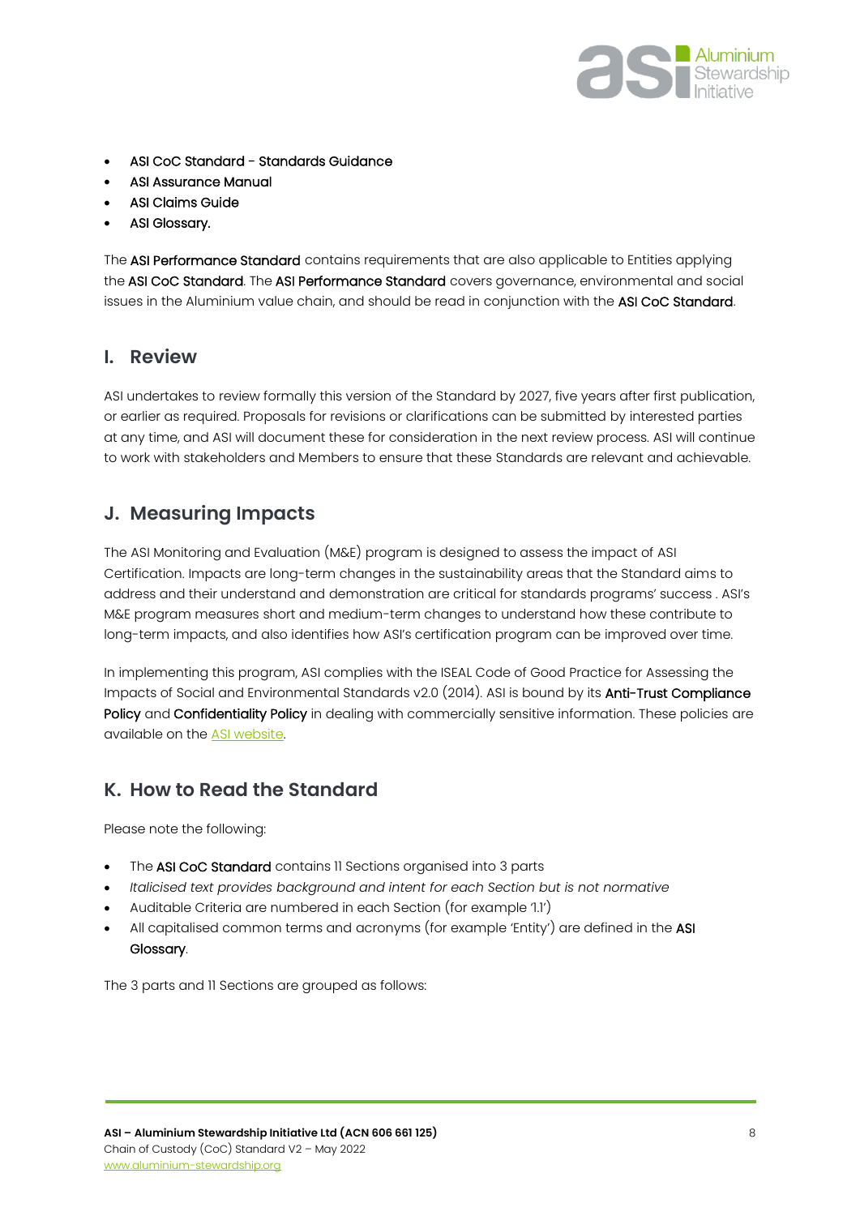- ASI CoC Standard - Standards Guidance
- ASI Assurance Manual
- ASI Claims Guide
- ASI Glossary.

The ASI Performance Standard contains requirements that are also applicable to Entities applying the ASI CoC Standard. The ASI Performance Standard covers governance, environmental and social issues in the Aluminium value chain, and should be read in conjunction with the ASI CoC Standard.

## I. Review

ASI undertakes to review formally this version of the Standard by 2027, five years after first publication, or earlier as required. Proposals for revisions or clarifications can be submitted by interested parties at any time, and ASI will document these for consideration in the next review process. ASI will continue to work with stakeholders and Members to ensure that these Standards are relevant and achievable.

## J. Measuring Impacts

The ASI Monitoring and Evaluation (M&E) program is designed to assess the impact of ASI Certification. Impacts are long-term changes in the sustainability areas that the Standard aims to address and their understand and demonstration are critical for standards programs' success . ASI's M&E program measures short and medium-term changes to understand how these contribute to long-term impacts, and also identifies how ASI's certification program can be improved over time.

In implementing this program, ASI complies with the ISEAL Code of Good Practice for Assessing the Impacts of Social and Environmental Standards v2.0 (2014). ASI is bound by its Anti-Trust Compliance Policy and Confidentiality Policy in dealing with commercially sensitive information. These policies are available on the ASI website.

## K. How to Read the Standard

Please note the following:

- The ASI CoC Standard contains 11 Sections organised into 3 parts
- *Italicised text provides background and intent for each Section but is not normative*
- Auditable Criteria are numbered in each Section (for example '1.1')
- All capitalised common terms and acronyms (for example 'Entity') are defined in the ASI Glossary.

The 3 parts and 11 Sections are grouped as follows: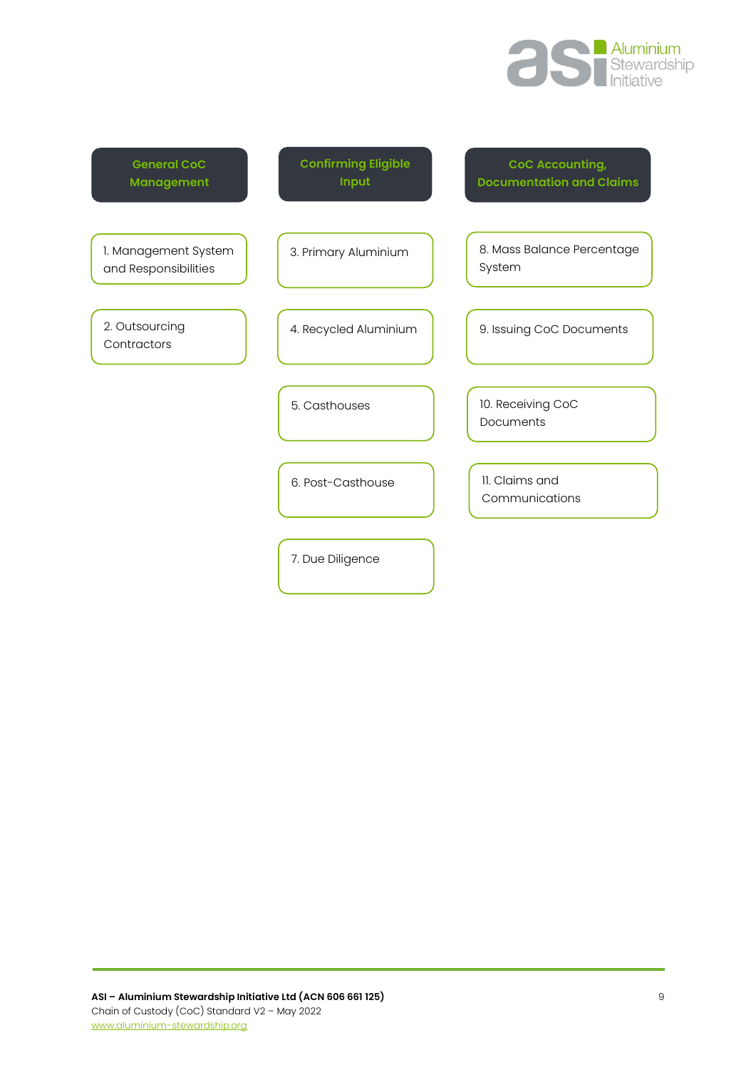| General CoC Management | Confirming Eligible Input | CoC Accounting, Documentation and Claims |
| --- | --- | --- |
| 1. Management System and Responsibilities | 3. Primary Aluminium | 8. Mass Balance Percentage System |
| 2. Outsourcing Contractors | 4. Recycled Aluminium | 9. Issuing CoC Documents |
| | 5. Casthouses | 10. Receiving CoC Documents |
| | 6. Post-Casthouse | 11. Claims and Communications |
| | 7. Due Diligence | |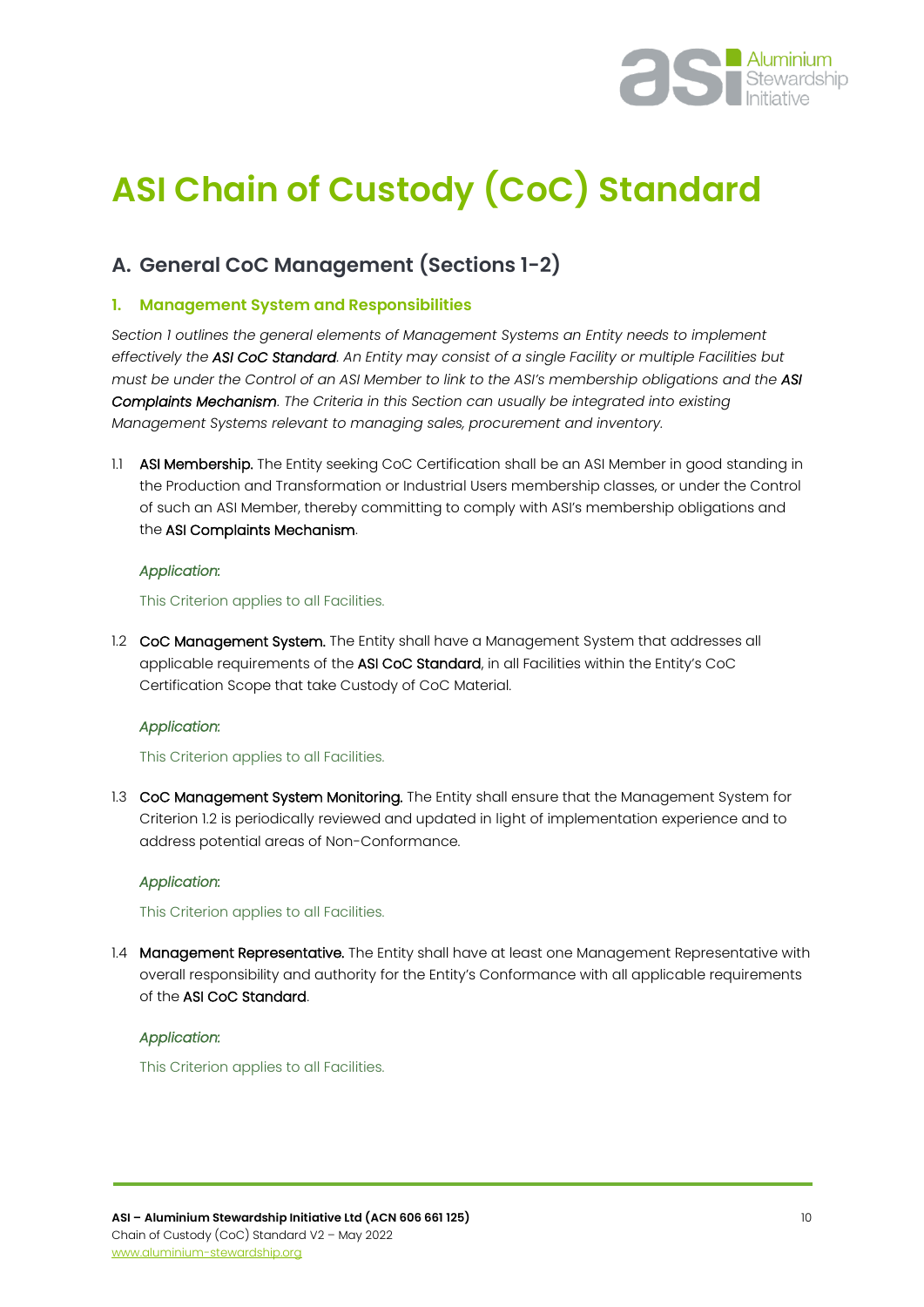# ASI Chain of Custody (CoC) Standard

## A. General CoC Management (Sections 1-2)

### 1. Management System and Responsibilities

*Section 1 outlines the general elements of Management Systems an Entity needs to implement effectively the **ASI CoC Standard**. An Entity may consist of a single Facility or multiple Facilities but must be under the Control of an ASI Member to link to the ASI's membership obligations and the **ASI Complaints Mechanism**. The Criteria in this Section can usually be integrated into existing Management Systems relevant to managing sales, procurement and inventory.*

1.1 **ASI Membership.** The Entity seeking CoC Certification shall be an ASI Member in good standing in the Production and Transformation or Industrial Users membership classes, or under the Control of such an ASI Member, thereby committing to comply with ASI's membership obligations and the **ASI Complaints Mechanism**.

*Application:*

This Criterion applies to all Facilities.

1.2 **CoC Management System.** The Entity shall have a Management System that addresses all applicable requirements of the **ASI CoC Standard**, in all Facilities within the Entity's CoC Certification Scope that take Custody of CoC Material.

*Application:*

This Criterion applies to all Facilities.

1.3 **CoC Management System Monitoring.** The Entity shall ensure that the Management System for Criterion 1.2 is periodically reviewed and updated in light of implementation experience and to address potential areas of Non-Conformance.

*Application:*

This Criterion applies to all Facilities.

1.4 **Management Representative.** The Entity shall have at least one Management Representative with overall responsibility and authority for the Entity's Conformance with all applicable requirements of the **ASI CoC Standard**.

*Application:*

This Criterion applies to all Facilities.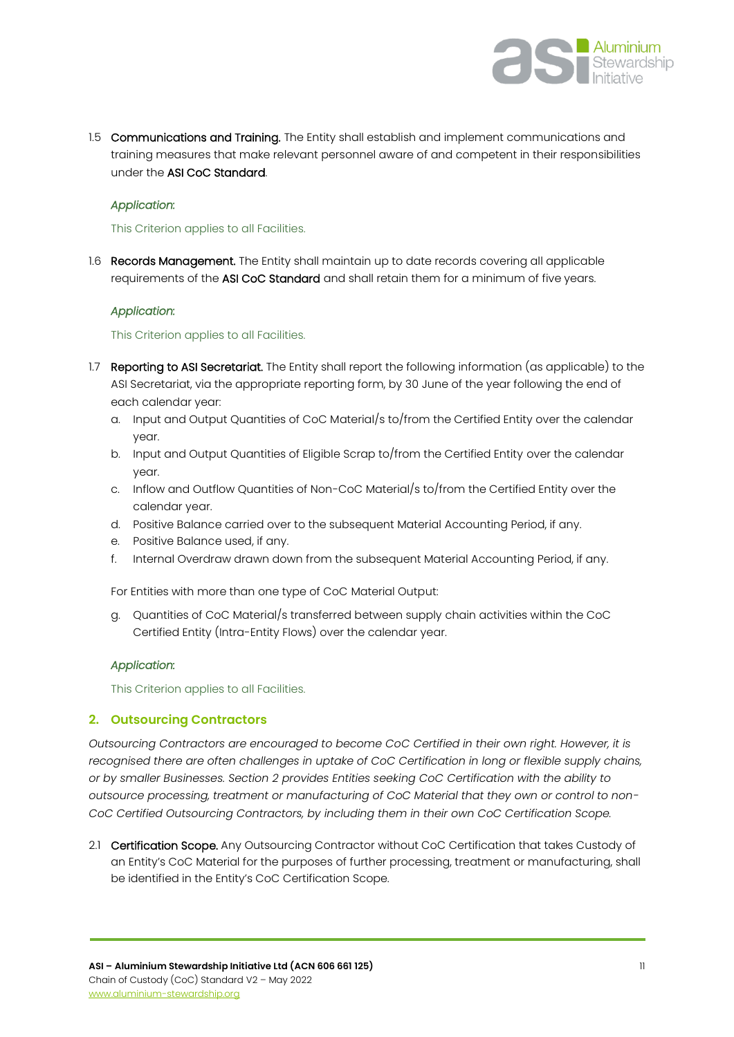1.5 **Communications and Training.** The Entity shall establish and implement communications and training measures that make relevant personnel aware of and competent in their responsibilities under the **ASI CoC Standard**.

*Application*:

This Criterion applies to all Facilities.

1.6 **Records Management.** The Entity shall maintain up to date records covering all applicable requirements of the **ASI CoC Standard** and shall retain them for a minimum of five years.

*Application*:

This Criterion applies to all Facilities.

1.7 **Reporting to ASI Secretariat.** The Entity shall report the following information (as applicable) to the ASI Secretariat, via the appropriate reporting form, by 30 June of the year following the end of each calendar year:

a. Input and Output Quantities of CoC Material/s to/from the Certified Entity over the calendar year.
b. Input and Output Quantities of Eligible Scrap to/from the Certified Entity over the calendar year.
c. Inflow and Outflow Quantities of Non-CoC Material/s to/from the Certified Entity over the calendar year.
d. Positive Balance carried over to the subsequent Material Accounting Period, if any.
e. Positive Balance used, if any.
f. Internal Overdraw drawn down from the subsequent Material Accounting Period, if any.

For Entities with more than one type of CoC Material Output:

g. Quantities of CoC Material/s transferred between supply chain activities within the CoC Certified Entity (Intra-Entity Flows) over the calendar year.

*Application*:

This Criterion applies to all Facilities.

## 2. Outsourcing Contractors

*Outsourcing Contractors are encouraged to become CoC Certified in their own right. However, it is recognised there are often challenges in uptake of CoC Certification in long or flexible supply chains, or by smaller Businesses. Section 2 provides Entities seeking CoC Certification with the ability to outsource processing, treatment or manufacturing of CoC Material that they own or control to non-CoC Certified Outsourcing Contractors, by including them in their own CoC Certification Scope.*

2.1 **Certification Scope.** Any Outsourcing Contractor without CoC Certification that takes Custody of an Entity's CoC Material for the purposes of further processing, treatment or manufacturing, shall be identified in the Entity's CoC Certification Scope.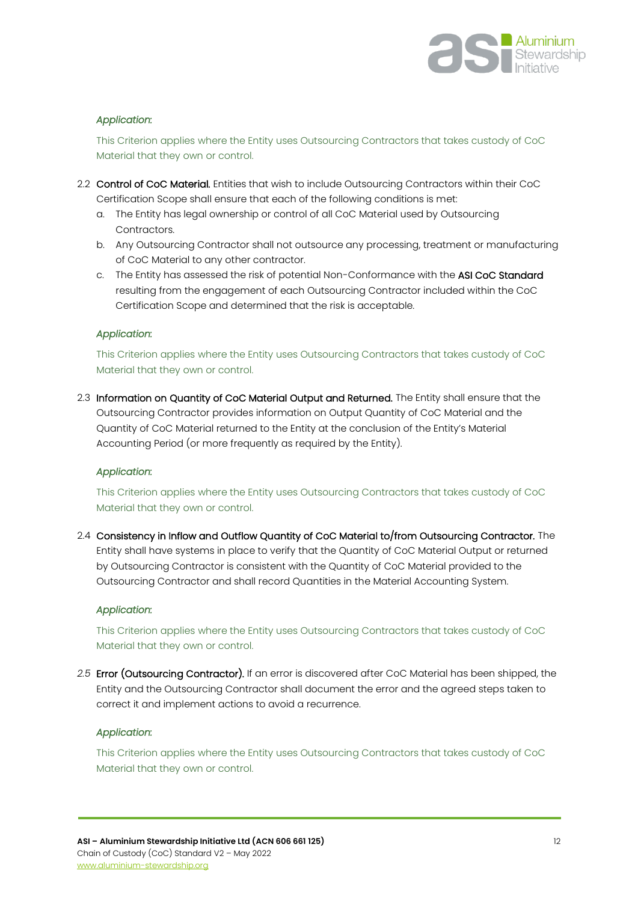*Application*:

This Criterion applies where the Entity uses Outsourcing Contractors that takes custody of CoC Material that they own or control.

2.2 **Control of CoC Material.** Entities that wish to include Outsourcing Contractors within their CoC Certification Scope shall ensure that each of the following conditions is met:

a. The Entity has legal ownership or control of all CoC Material used by Outsourcing Contractors.

b. Any Outsourcing Contractor shall not outsource any processing, treatment or manufacturing of CoC Material to any other contractor.

c. The Entity has assessed the risk of potential Non-Conformance with the **ASI CoC Standard** resulting from the engagement of each Outsourcing Contractor included within the CoC Certification Scope and determined that the risk is acceptable.

*Application*:

This Criterion applies where the Entity uses Outsourcing Contractors that takes custody of CoC Material that they own or control.

2.3 **Information on Quantity of CoC Material Output and Returned.** The Entity shall ensure that the Outsourcing Contractor provides information on Output Quantity of CoC Material and the Quantity of CoC Material returned to the Entity at the conclusion of the Entity's Material Accounting Period (or more frequently as required by the Entity).

*Application*:

This Criterion applies where the Entity uses Outsourcing Contractors that takes custody of CoC Material that they own or control.

2.4 **Consistency in Inflow and Outflow Quantity of CoC Material to/from Outsourcing Contractor.** The Entity shall have systems in place to verify that the Quantity of CoC Material Output or returned by Outsourcing Contractor is consistent with the Quantity of CoC Material provided to the Outsourcing Contractor and shall record Quantities in the Material Accounting System.

*Application*:

This Criterion applies where the Entity uses Outsourcing Contractors that takes custody of CoC Material that they own or control.

*2.5* **Error (Outsourcing Contractor).** If an error is discovered after CoC Material has been shipped, the Entity and the Outsourcing Contractor shall document the error and the agreed steps taken to correct it and implement actions to avoid a recurrence.

*Application*:

This Criterion applies where the Entity uses Outsourcing Contractors that takes custody of CoC Material that they own or control.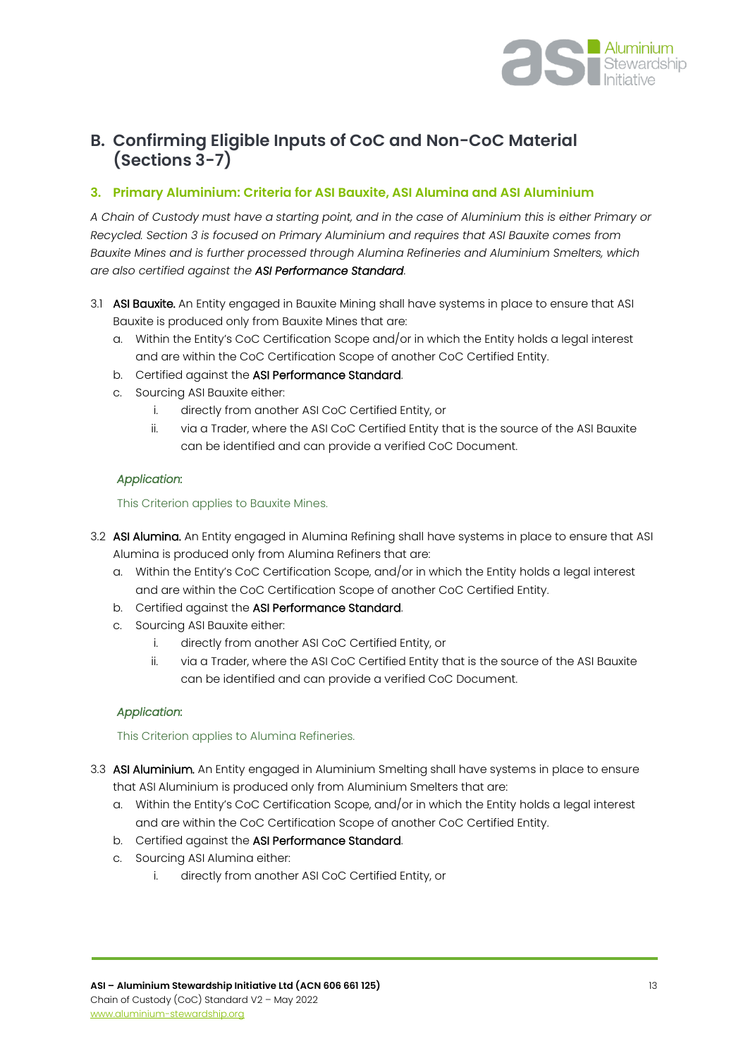## B. Confirming Eligible Inputs of CoC and Non-CoC Material (Sections 3-7)

### 3. Primary Aluminium: Criteria for ASI Bauxite, ASI Alumina and ASI Aluminium

*A Chain of Custody must have a starting point, and in the case of Aluminium this is either Primary or Recycled. Section 3 is focused on Primary Aluminium and requires that ASI Bauxite comes from Bauxite Mines and is further processed through Alumina Refineries and Aluminium Smelters, which are also certified against the **ASI Performance Standard**.*

3.1 **ASI Bauxite.** An Entity engaged in Bauxite Mining shall have systems in place to ensure that ASI Bauxite is produced only from Bauxite Mines that are:

   a. Within the Entity's CoC Certification Scope and/or in which the Entity holds a legal interest and are within the CoC Certification Scope of another CoC Certified Entity.
   b. Certified against the **ASI Performance Standard**.
   c. Sourcing ASI Bauxite either:
      i. directly from another ASI CoC Certified Entity, or
      ii. via a Trader, where the ASI CoC Certified Entity that is the source of the ASI Bauxite can be identified and can provide a verified CoC Document.

*Application*:

This Criterion applies to Bauxite Mines.

3.2 **ASI Alumina.** An Entity engaged in Alumina Refining shall have systems in place to ensure that ASI Alumina is produced only from Alumina Refiners that are:

   a. Within the Entity's CoC Certification Scope, and/or in which the Entity holds a legal interest and are within the CoC Certification Scope of another CoC Certified Entity.
   b. Certified against the **ASI Performance Standard**.
   c. Sourcing ASI Bauxite either:
      i. directly from another ASI CoC Certified Entity, or
      ii. via a Trader, where the ASI CoC Certified Entity that is the source of the ASI Bauxite can be identified and can provide a verified CoC Document.

*Application*:

This Criterion applies to Alumina Refineries.

3.3 **ASI Aluminium.** An Entity engaged in Aluminium Smelting shall have systems in place to ensure that ASI Aluminium is produced only from Aluminium Smelters that are:

   a. Within the Entity's CoC Certification Scope, and/or in which the Entity holds a legal interest and are within the CoC Certification Scope of another CoC Certified Entity.
   b. Certified against the **ASI Performance Standard**.
   c. Sourcing ASI Alumina either:
      i. directly from another ASI CoC Certified Entity, or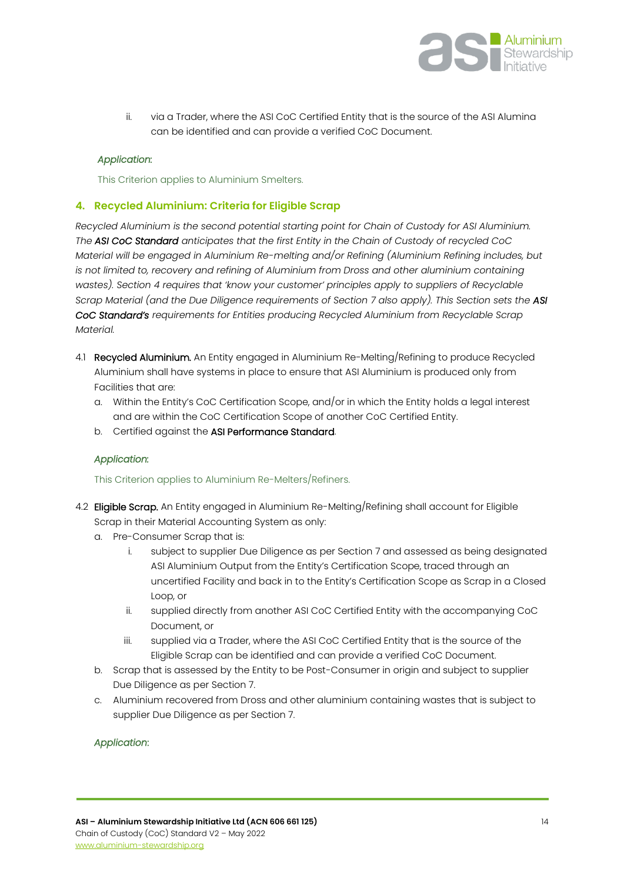ii. via a Trader, where the ASI CoC Certified Entity that is the source of the ASI Alumina can be identified and can provide a verified CoC Document.

*Application*:

This Criterion applies to Aluminium Smelters.

## 4. Recycled Aluminium: Criteria for Eligible Scrap

*Recycled Aluminium is the second potential starting point for Chain of Custody for ASI Aluminium. The* ***ASI CoC Standard*** *anticipates that the first Entity in the Chain of Custody of recycled CoC Material will be engaged in Aluminium Re-melting and/or Refining (Aluminium Refining includes, but is not limited to, recovery and refining of Aluminium from Dross and other aluminium containing wastes). Section 4 requires that 'know your customer' principles apply to suppliers of Recyclable Scrap Material (and the Due Diligence requirements of Section 7 also apply). This Section sets the* ***ASI CoC Standard's*** *requirements for Entities producing Recycled Aluminium from Recyclable Scrap Material.*

4.1 **Recycled Aluminium.** An Entity engaged in Aluminium Re-Melting/Refining to produce Recycled Aluminium shall have systems in place to ensure that ASI Aluminium is produced only from Facilities that are:

   a. Within the Entity's CoC Certification Scope, and/or in which the Entity holds a legal interest and are within the CoC Certification Scope of another CoC Certified Entity.
   
   b. Certified against the **ASI Performance Standard**.

*Application*:

This Criterion applies to Aluminium Re-Melters/Refiners.

4.2 **Eligible Scrap.** An Entity engaged in Aluminium Re-Melting/Refining shall account for Eligible Scrap in their Material Accounting System as only:

   a. Pre-Consumer Scrap that is:
   
      i. subject to supplier Due Diligence as per Section 7 and assessed as being designated ASI Aluminium Output from the Entity's Certification Scope, traced through an uncertified Facility and back in to the Entity's Certification Scope as Scrap in a Closed Loop, or
      
      ii. supplied directly from another ASI CoC Certified Entity with the accompanying CoC Document, or
      
      iii. supplied via a Trader, where the ASI CoC Certified Entity that is the source of the Eligible Scrap can be identified and can provide a verified CoC Document.
      
   b. Scrap that is assessed by the Entity to be Post-Consumer in origin and subject to supplier Due Diligence as per Section 7.
   
   c. Aluminium recovered from Dross and other aluminium containing wastes that is subject to supplier Due Diligence as per Section 7.

*Application*: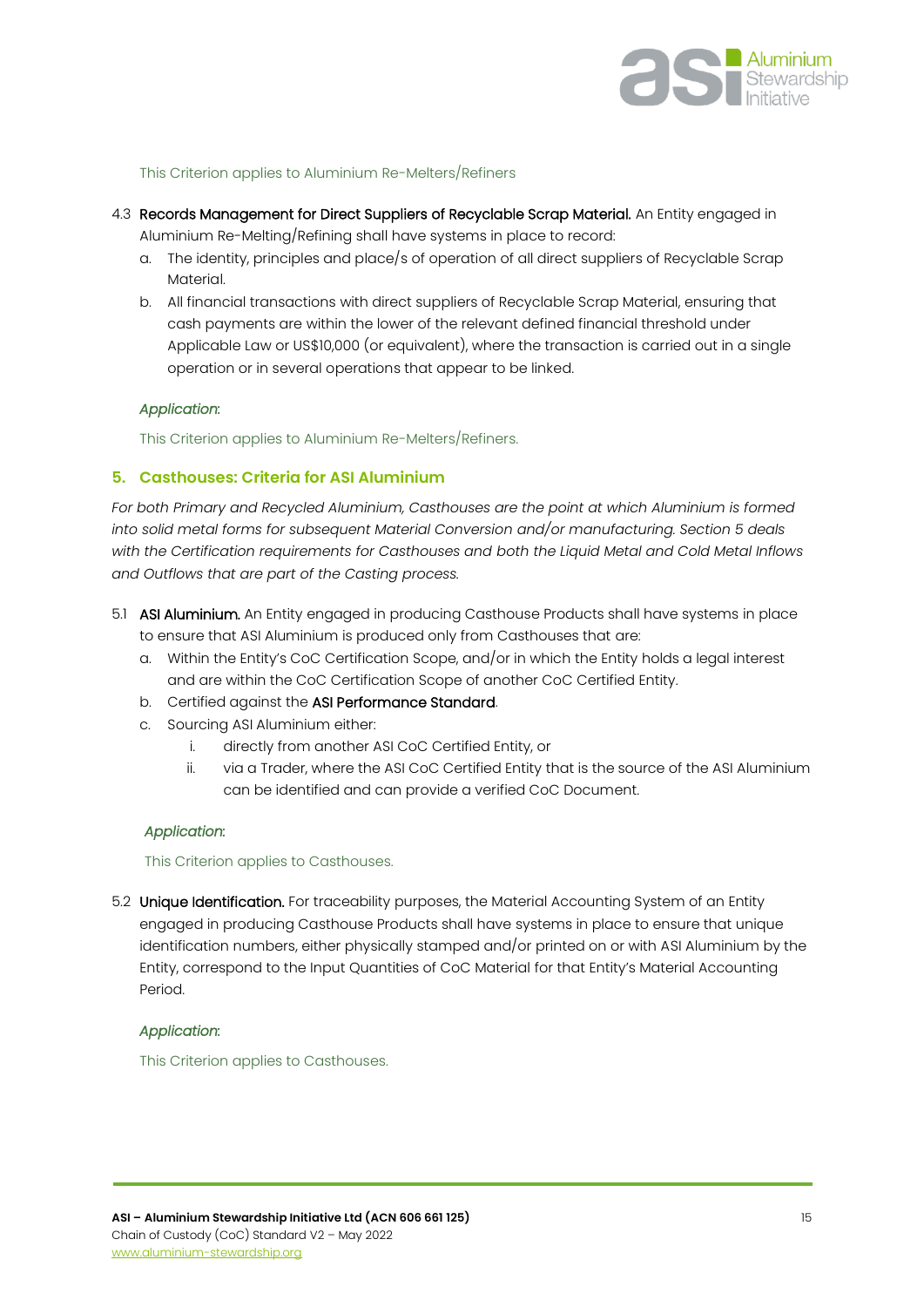This Criterion applies to Aluminium Re-Melters/Refiners

4.3 **Records Management for Direct Suppliers of Recyclable Scrap Material.** An Entity engaged in Aluminium Re-Melting/Refining shall have systems in place to record:

a. The identity, principles and place/s of operation of all direct suppliers of Recyclable Scrap Material.

b. All financial transactions with direct suppliers of Recyclable Scrap Material, ensuring that cash payments are within the lower of the relevant defined financial threshold under Applicable Law or US$10,000 (or equivalent), where the transaction is carried out in a single operation or in several operations that appear to be linked.

*Application*:

This Criterion applies to Aluminium Re-Melters/Refiners.

## 5. Casthouses: Criteria for ASI Aluminium

*For both Primary and Recycled Aluminium, Casthouses are the point at which Aluminium is formed into solid metal forms for subsequent Material Conversion and/or manufacturing. Section 5 deals with the Certification requirements for Casthouses and both the Liquid Metal and Cold Metal Inflows and Outflows that are part of the Casting process.*

5.1 **ASI Aluminium.** An Entity engaged in producing Casthouse Products shall have systems in place to ensure that ASI Aluminium is produced only from Casthouses that are:

a. Within the Entity's CoC Certification Scope, and/or in which the Entity holds a legal interest and are within the CoC Certification Scope of another CoC Certified Entity.

b. Certified against the **ASI Performance Standard**.

c. Sourcing ASI Aluminium either:

   i. directly from another ASI CoC Certified Entity, or

   ii. via a Trader, where the ASI CoC Certified Entity that is the source of the ASI Aluminium can be identified and can provide a verified CoC Document.

*Application*:

This Criterion applies to Casthouses.

5.2 **Unique Identification.** For traceability purposes, the Material Accounting System of an Entity engaged in producing Casthouse Products shall have systems in place to ensure that unique identification numbers, either physically stamped and/or printed on or with ASI Aluminium by the Entity, correspond to the Input Quantities of CoC Material for that Entity's Material Accounting Period.

*Application*:

This Criterion applies to Casthouses.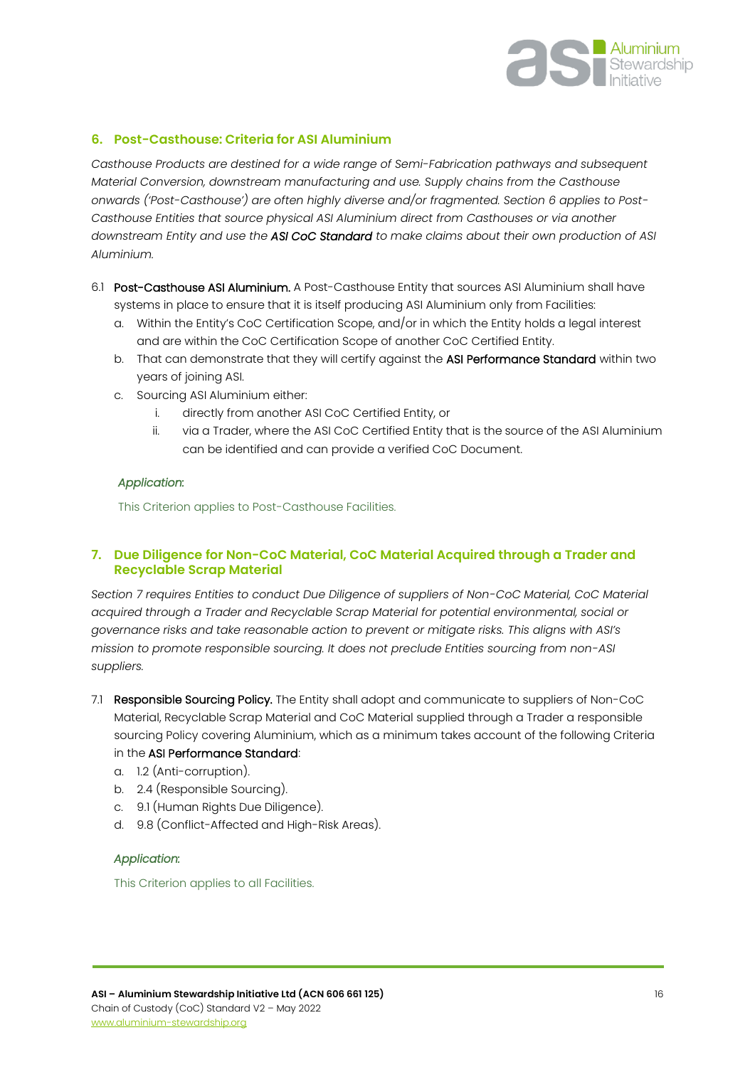## 6. Post-Casthouse: Criteria for ASI Aluminium

*Casthouse Products are destined for a wide range of Semi-Fabrication pathways and subsequent Material Conversion, downstream manufacturing and use. Supply chains from the Casthouse onwards ('Post-Casthouse') are often highly diverse and/or fragmented. Section 6 applies to Post-Casthouse Entities that source physical ASI Aluminium direct from Casthouses or via another downstream Entity and use the **ASI CoC Standard** to make claims about their own production of ASI Aluminium.*

6.1 **Post-Casthouse ASI Aluminium.** A Post-Casthouse Entity that sources ASI Aluminium shall have systems in place to ensure that it is itself producing ASI Aluminium only from Facilities:

a. Within the Entity's CoC Certification Scope, and/or in which the Entity holds a legal interest and are within the CoC Certification Scope of another CoC Certified Entity.

b. That can demonstrate that they will certify against the **ASI Performance Standard** within two years of joining ASI.

c. Sourcing ASI Aluminium either:

  i. directly from another ASI CoC Certified Entity, or

  ii. via a Trader, where the ASI CoC Certified Entity that is the source of the ASI Aluminium can be identified and can provide a verified CoC Document.

*Application*:

This Criterion applies to Post-Casthouse Facilities.

## 7. Due Diligence for Non-CoC Material, CoC Material Acquired through a Trader and Recyclable Scrap Material

*Section 7 requires Entities to conduct Due Diligence of suppliers of Non-CoC Material, CoC Material acquired through a Trader and Recyclable Scrap Material for potential environmental, social or governance risks and take reasonable action to prevent or mitigate risks. This aligns with ASI's mission to promote responsible sourcing. It does not preclude Entities sourcing from non-ASI suppliers.*

7.1 **Responsible Sourcing Policy.** The Entity shall adopt and communicate to suppliers of Non-CoC Material, Recyclable Scrap Material and CoC Material supplied through a Trader a responsible sourcing Policy covering Aluminium, which as a minimum takes account of the following Criteria in the **ASI Performance Standard**:

a. 1.2 (Anti-corruption).

b. 2.4 (Responsible Sourcing).

c. 9.1 (Human Rights Due Diligence).

d. 9.8 (Conflict-Affected and High-Risk Areas).

*Application*:

This Criterion applies to all Facilities.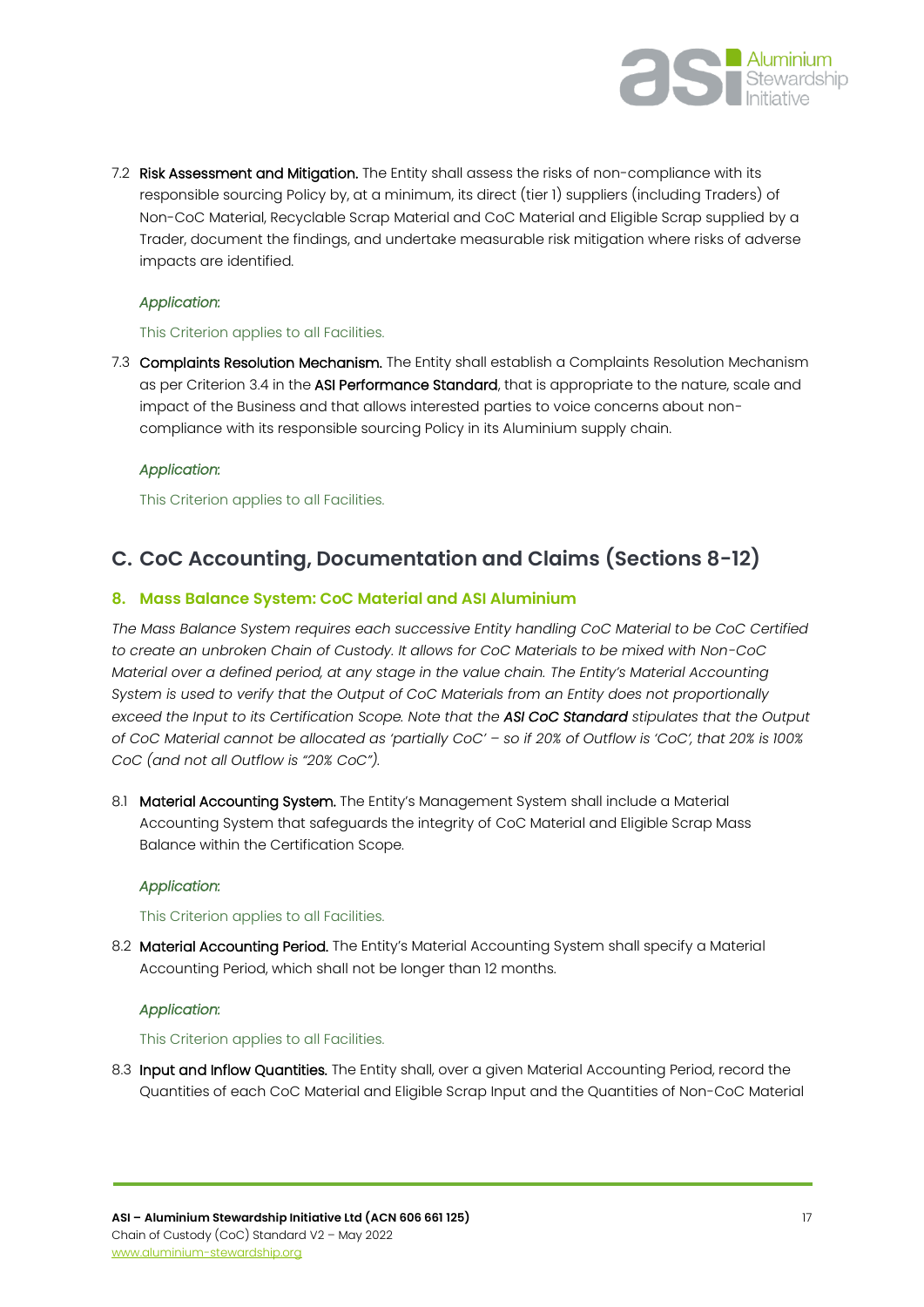7.2 **Risk Assessment and Mitigation.** The Entity shall assess the risks of non-compliance with its responsible sourcing Policy by, at a minimum, its direct (tier 1) suppliers (including Traders) of Non-CoC Material, Recyclable Scrap Material and CoC Material and Eligible Scrap supplied by a Trader, document the findings, and undertake measurable risk mitigation where risks of adverse impacts are identified.

*Application:*

This Criterion applies to all Facilities.

7.3 **Complaints Resolution Mechanism.** The Entity shall establish a Complaints Resolution Mechanism as per Criterion 3.4 in the **ASI Performance Standard**, that is appropriate to the nature, scale and impact of the Business and that allows interested parties to voice concerns about non-compliance with its responsible sourcing Policy in its Aluminium supply chain.

*Application:*

This Criterion applies to all Facilities.

# C. CoC Accounting, Documentation and Claims (Sections 8-12)

## 8. Mass Balance System: CoC Material and ASI Aluminium

*The Mass Balance System requires each successive Entity handling CoC Material to be CoC Certified to create an unbroken Chain of Custody. It allows for CoC Materials to be mixed with Non-CoC Material over a defined period, at any stage in the value chain. The Entity's Material Accounting System is used to verify that the Output of CoC Materials from an Entity does not proportionally exceed the Input to its Certification Scope. Note that the **ASI CoC Standard** stipulates that the Output of CoC Material cannot be allocated as 'partially CoC' – so if 20% of Outflow is 'CoC', that 20% is 100% CoC (and not all Outflow is "20% CoC").*

8.1 **Material Accounting System.** The Entity's Management System shall include a Material Accounting System that safeguards the integrity of CoC Material and Eligible Scrap Mass Balance within the Certification Scope.

*Application:*

This Criterion applies to all Facilities.

8.2 **Material Accounting Period.** The Entity's Material Accounting System shall specify a Material Accounting Period, which shall not be longer than 12 months.

*Application:*

This Criterion applies to all Facilities.

8.3 **Input and Inflow Quantities.** The Entity shall, over a given Material Accounting Period, record the Quantities of each CoC Material and Eligible Scrap Input and the Quantities of Non-CoC Material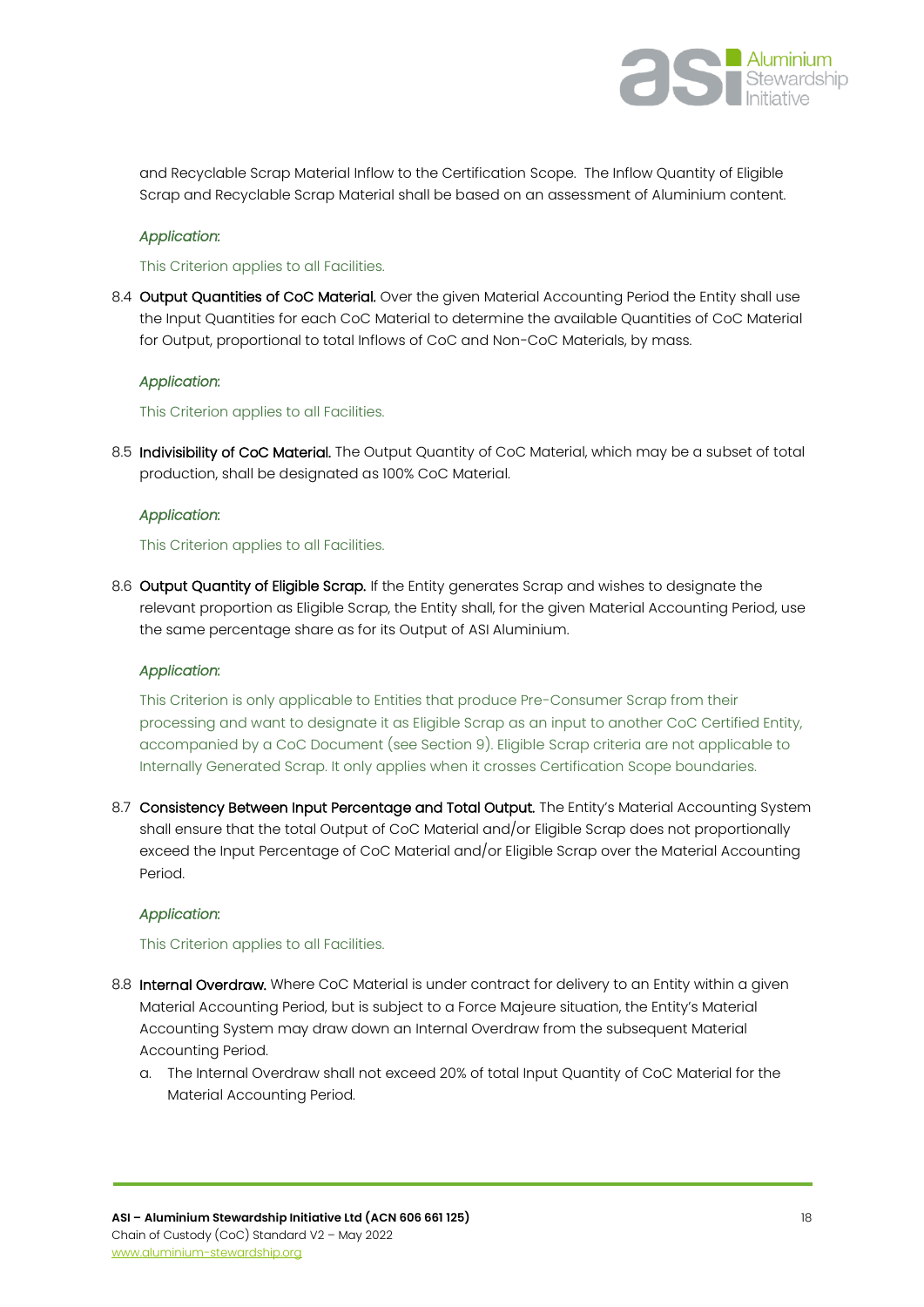and Recyclable Scrap Material Inflow to the Certification Scope. The Inflow Quantity of Eligible Scrap and Recyclable Scrap Material shall be based on an assessment of Aluminium content.

*Application*:

This Criterion applies to all Facilities.

8.4 **Output Quantities of CoC Material.** Over the given Material Accounting Period the Entity shall use the Input Quantities for each CoC Material to determine the available Quantities of CoC Material for Output, proportional to total Inflows of CoC and Non-CoC Materials, by mass.

*Application*:

This Criterion applies to all Facilities.

8.5 **Indivisibility of CoC Material.** The Output Quantity of CoC Material, which may be a subset of total production, shall be designated as 100% CoC Material.

*Application*:

This Criterion applies to all Facilities.

8.6 **Output Quantity of Eligible Scrap.** If the Entity generates Scrap and wishes to designate the relevant proportion as Eligible Scrap, the Entity shall, for the given Material Accounting Period, use the same percentage share as for its Output of ASI Aluminium.

*Application*:

This Criterion is only applicable to Entities that produce Pre-Consumer Scrap from their processing and want to designate it as Eligible Scrap as an input to another CoC Certified Entity, accompanied by a CoC Document (see Section 9). Eligible Scrap criteria are not applicable to Internally Generated Scrap. It only applies when it crosses Certification Scope boundaries.

8.7 **Consistency Between Input Percentage and Total Output.** The Entity's Material Accounting System shall ensure that the total Output of CoC Material and/or Eligible Scrap does not proportionally exceed the Input Percentage of CoC Material and/or Eligible Scrap over the Material Accounting Period.

*Application*:

This Criterion applies to all Facilities.

8.8 **Internal Overdraw.** Where CoC Material is under contract for delivery to an Entity within a given Material Accounting Period, but is subject to a Force Majeure situation, the Entity's Material Accounting System may draw down an Internal Overdraw from the subsequent Material Accounting Period.

  a. The Internal Overdraw shall not exceed 20% of total Input Quantity of CoC Material for the Material Accounting Period.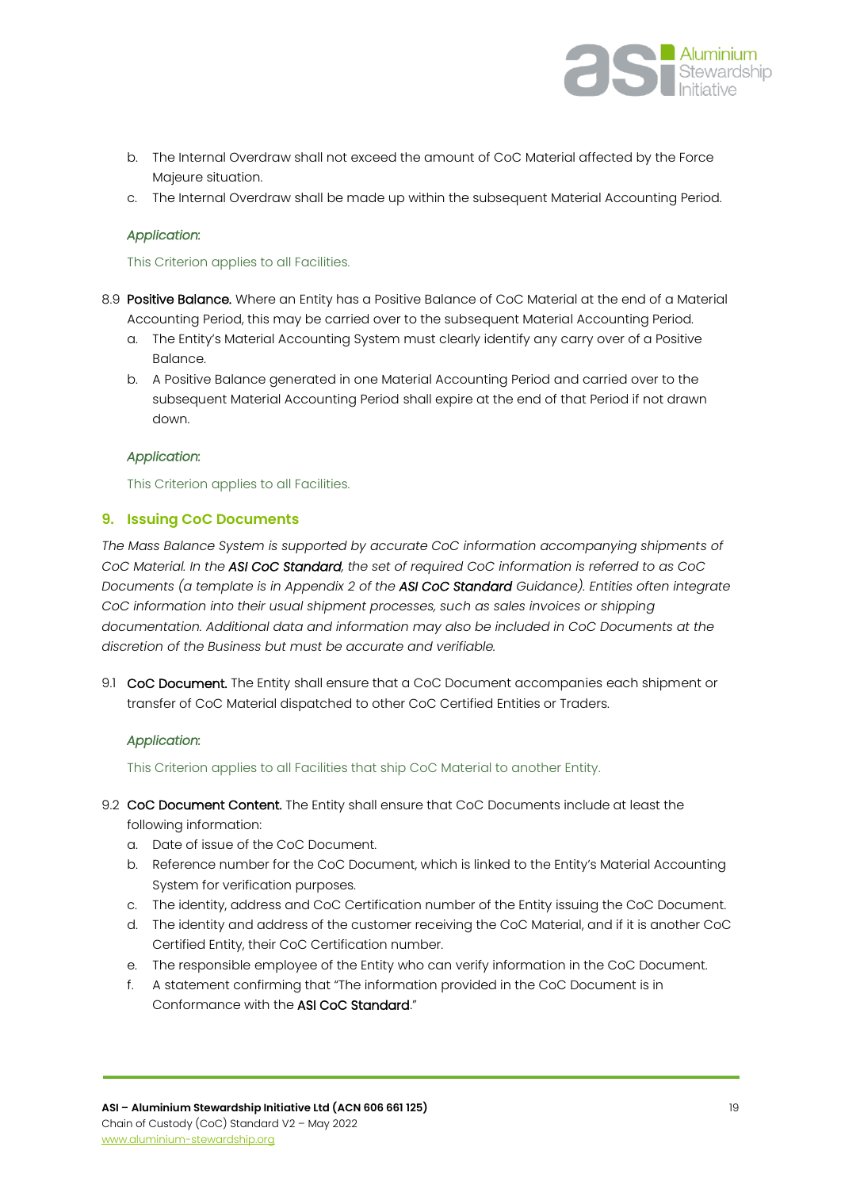b. The Internal Overdraw shall not exceed the amount of CoC Material affected by the Force Majeure situation.
c. The Internal Overdraw shall be made up within the subsequent Material Accounting Period.

*Application*:

This Criterion applies to all Facilities.

8.9 **Positive Balance.** Where an Entity has a Positive Balance of CoC Material at the end of a Material Accounting Period, this may be carried over to the subsequent Material Accounting Period.

a. The Entity's Material Accounting System must clearly identify any carry over of a Positive Balance.
b. A Positive Balance generated in one Material Accounting Period and carried over to the subsequent Material Accounting Period shall expire at the end of that Period if not drawn down.

*Application*:

This Criterion applies to all Facilities.

## 9. Issuing CoC Documents

*The Mass Balance System is supported by accurate CoC information accompanying shipments of CoC Material. In the **ASI CoC Standard**, the set of required CoC information is referred to as CoC Documents (a template is in Appendix 2 of the **ASI CoC Standard** Guidance). Entities often integrate CoC information into their usual shipment processes, such as sales invoices or shipping documentation. Additional data and information may also be included in CoC Documents at the discretion of the Business but must be accurate and verifiable.*

9.1 **CoC Document.** The Entity shall ensure that a CoC Document accompanies each shipment or transfer of CoC Material dispatched to other CoC Certified Entities or Traders.

*Application*:

This Criterion applies to all Facilities that ship CoC Material to another Entity.

9.2 **CoC Document Content.** The Entity shall ensure that CoC Documents include at least the following information:

a. Date of issue of the CoC Document.
b. Reference number for the CoC Document, which is linked to the Entity's Material Accounting System for verification purposes.
c. The identity, address and CoC Certification number of the Entity issuing the CoC Document.
d. The identity and address of the customer receiving the CoC Material, and if it is another CoC Certified Entity, their CoC Certification number.
e. The responsible employee of the Entity who can verify information in the CoC Document.
f. A statement confirming that "The information provided in the CoC Document is in Conformance with the **ASI CoC Standard**."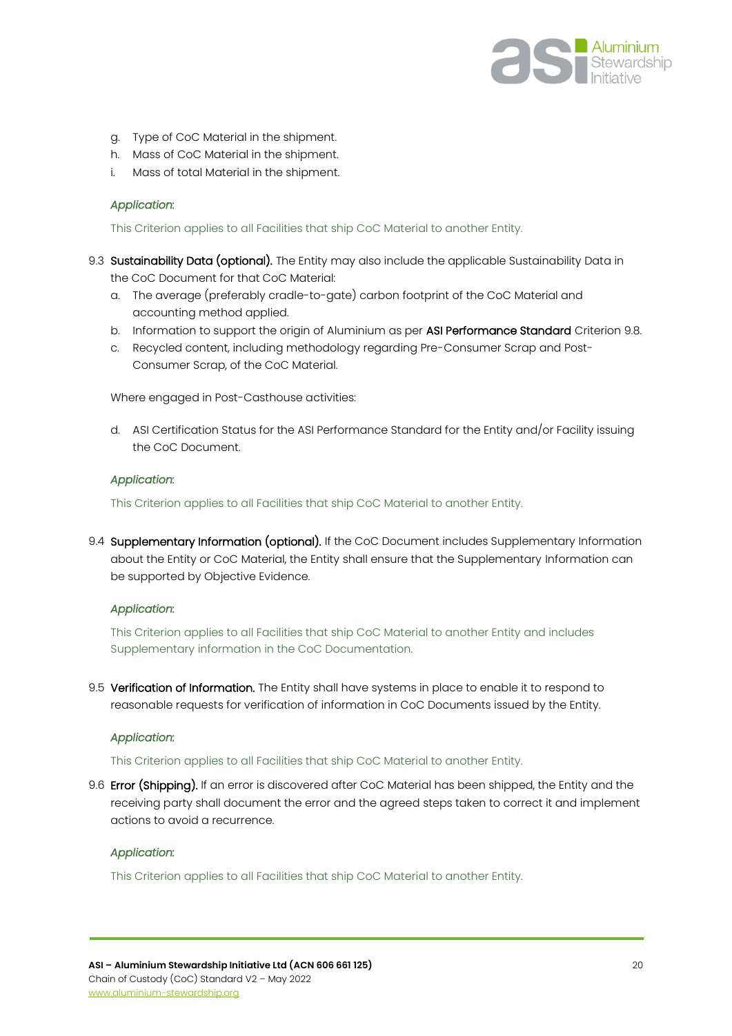g. Type of CoC Material in the shipment.
h. Mass of CoC Material in the shipment.
i. Mass of total Material in the shipment.

*Application*:

This Criterion applies to all Facilities that ship CoC Material to another Entity.

9.3 **Sustainability Data (optional).** The Entity may also include the applicable Sustainability Data in the CoC Document for that CoC Material:

a. The average (preferably cradle-to-gate) carbon footprint of the CoC Material and accounting method applied.
b. Information to support the origin of Aluminium as per **ASI Performance Standard** Criterion 9.8.
c. Recycled content, including methodology regarding Pre-Consumer Scrap and Post-Consumer Scrap, of the CoC Material.

Where engaged in Post-Casthouse activities:

d. ASI Certification Status for the ASI Performance Standard for the Entity and/or Facility issuing the CoC Document.

*Application*:

This Criterion applies to all Facilities that ship CoC Material to another Entity.

9.4 **Supplementary Information (optional).** If the CoC Document includes Supplementary Information about the Entity or CoC Material, the Entity shall ensure that the Supplementary Information can be supported by Objective Evidence.

*Application*:

This Criterion applies to all Facilities that ship CoC Material to another Entity and includes Supplementary information in the CoC Documentation.

9.5 **Verification of Information.** The Entity shall have systems in place to enable it to respond to reasonable requests for verification of information in CoC Documents issued by the Entity.

*Application*:

This Criterion applies to all Facilities that ship CoC Material to another Entity.

9.6 **Error (Shipping).** If an error is discovered after CoC Material has been shipped, the Entity and the receiving party shall document the error and the agreed steps taken to correct it and implement actions to avoid a recurrence.

*Application*:

This Criterion applies to all Facilities that ship CoC Material to another Entity.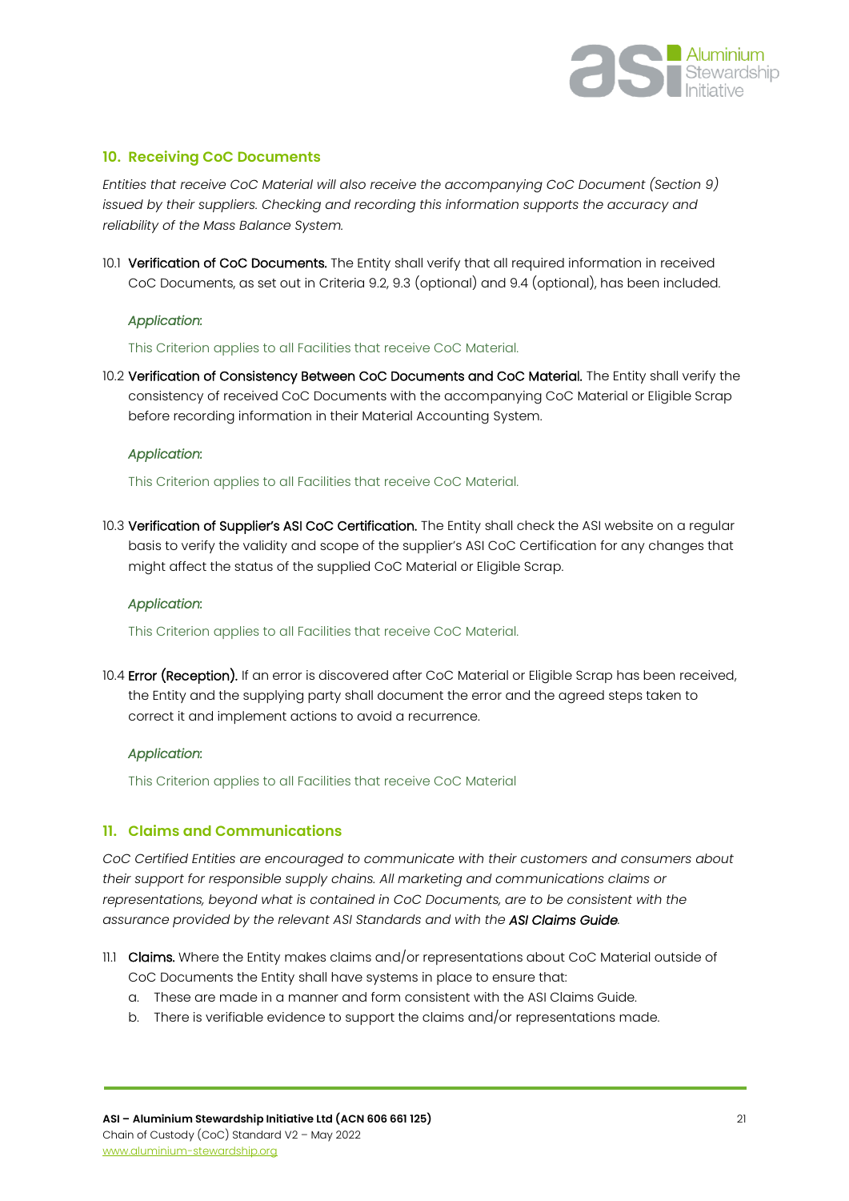## 10. Receiving CoC Documents

*Entities that receive CoC Material will also receive the accompanying CoC Document (Section 9) issued by their suppliers. Checking and recording this information supports the accuracy and reliability of the Mass Balance System.*

10.1 **Verification of CoC Documents.** The Entity shall verify that all required information in received CoC Documents, as set out in Criteria 9.2, 9.3 (optional) and 9.4 (optional), has been included.

*Application*:

This Criterion applies to all Facilities that receive CoC Material.

10.2 **Verification of Consistency Between CoC Documents and CoC Material.** The Entity shall verify the consistency of received CoC Documents with the accompanying CoC Material or Eligible Scrap before recording information in their Material Accounting System.

*Application*:

This Criterion applies to all Facilities that receive CoC Material.

10.3 **Verification of Supplier's ASI CoC Certification.** The Entity shall check the ASI website on a regular basis to verify the validity and scope of the supplier's ASI CoC Certification for any changes that might affect the status of the supplied CoC Material or Eligible Scrap.

*Application*:

This Criterion applies to all Facilities that receive CoC Material.

10.4 **Error (Reception).** If an error is discovered after CoC Material or Eligible Scrap has been received, the Entity and the supplying party shall document the error and the agreed steps taken to correct it and implement actions to avoid a recurrence.

*Application*:

This Criterion applies to all Facilities that receive CoC Material

## 11. Claims and Communications

*CoC Certified Entities are encouraged to communicate with their customers and consumers about their support for responsible supply chains. All marketing and communications claims or representations, beyond what is contained in CoC Documents, are to be consistent with the assurance provided by the relevant ASI Standards and with the **ASI Claims Guide**.*

11.1 **Claims.** Where the Entity makes claims and/or representations about CoC Material outside of CoC Documents the Entity shall have systems in place to ensure that:

a. These are made in a manner and form consistent with the ASI Claims Guide.
b. There is verifiable evidence to support the claims and/or representations made.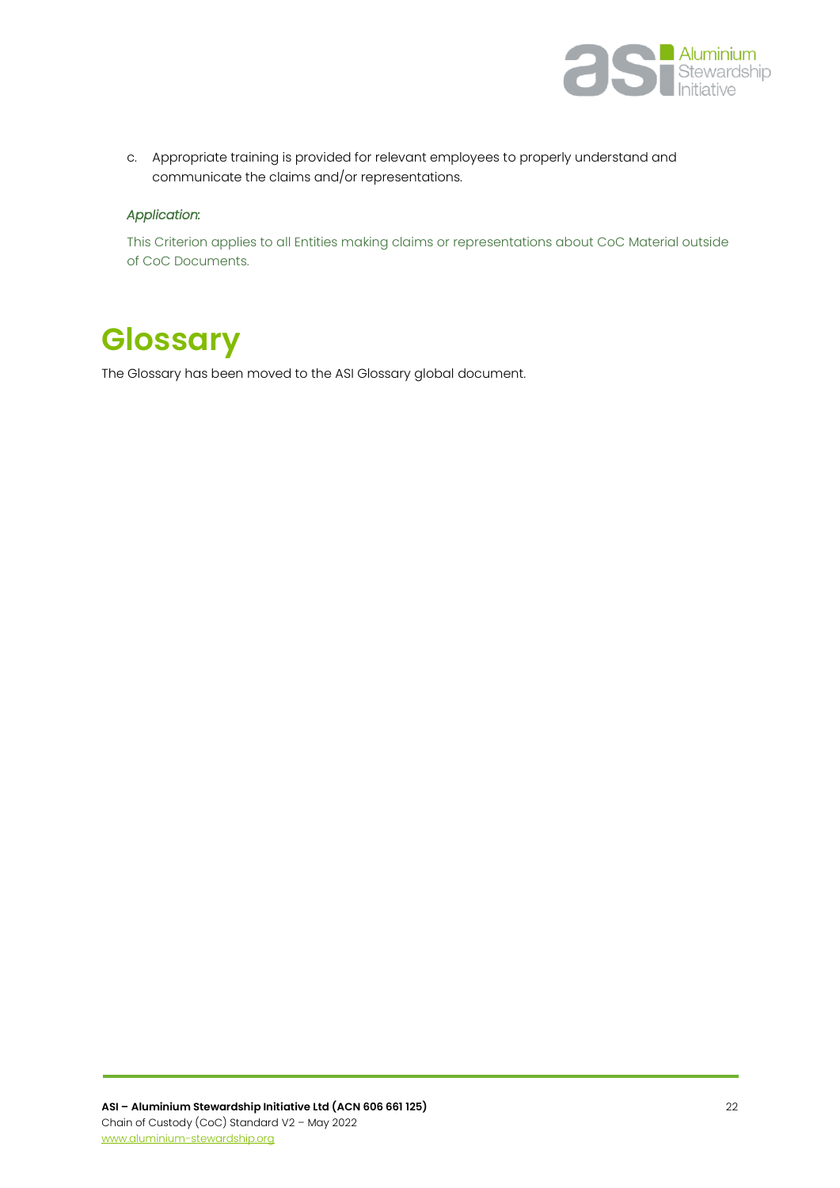c. Appropriate training is provided for relevant employees to properly understand and communicate the claims and/or representations.

*Application*:

This Criterion applies to all Entities making claims or representations about CoC Material outside of CoC Documents.

# Glossary

The Glossary has been moved to the ASI Glossary global document.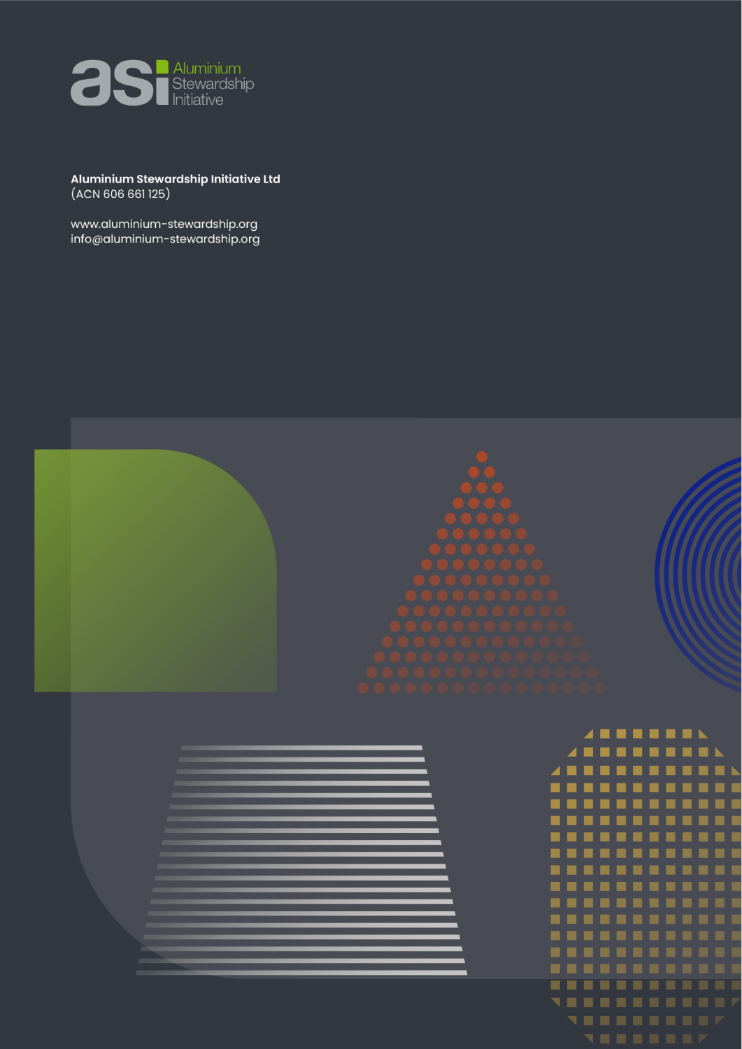Aluminium Stewardship Initiative

**Aluminium Stewardship Initiative Ltd**
(ACN 606 661 125)

www.aluminium-stewardship.org
info@aluminium-stewardship.org